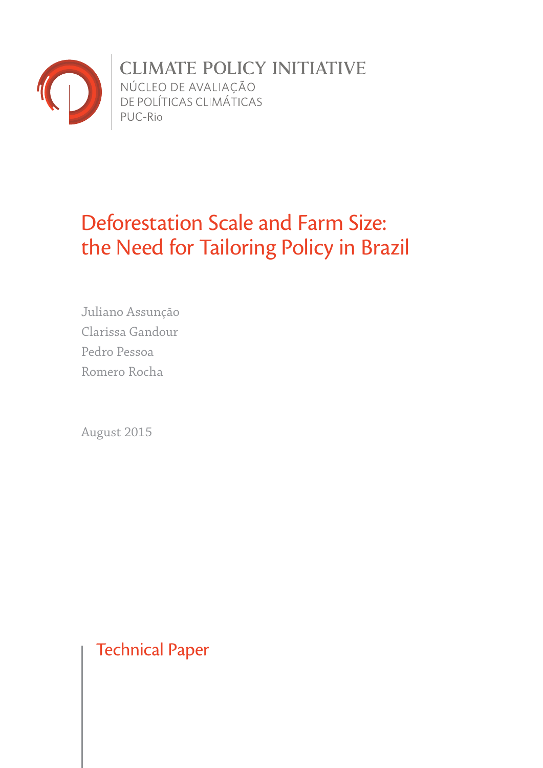CLIMATE POLICY INITIATIVE

NÚCLEO DE AVALIAÇÃO DE POLÍTICAS CLIMÁTICAS

PUC-Rio

# Deforestation Scale and Farm Size: the Need for Tailoring Policy in Brazil

Juliano Assunção

Clarissa Gandour

Pedro Pessoa

Romero Rocha

August 2015

Technical Paper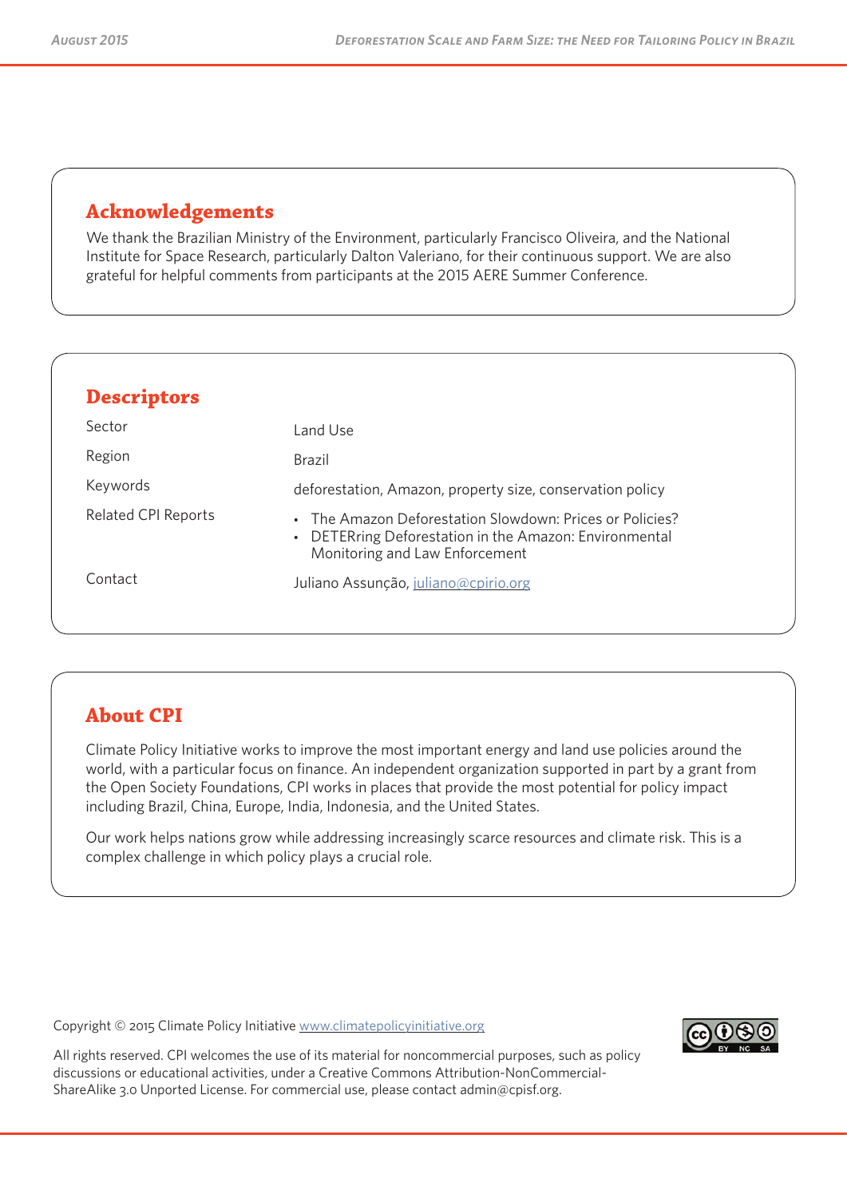## Acknowledgements

We thank the Brazilian Ministry of the Environment, particularly Francisco Oliveira, and the National Institute for Space Research, particularly Dalton Valeriano, for their continuous support. We are also grateful for helpful comments from participants at the 2015 AERE Summer Conference.

## Descriptors

| | |
|---|---|
| Sector | Land Use |
| Region | Brazil |
| Keywords | deforestation, Amazon, property size, conservation policy |
| Related CPI Reports | • The Amazon Deforestation Slowdown: Prices or Policies?<br>• DETERring Deforestation in the Amazon: Environmental Monitoring and Law Enforcement |
| Contact | Juliano Assunção, juliano@cpirio.org |

## About CPI

Climate Policy Initiative works to improve the most important energy and land use policies around the world, with a particular focus on finance. An independent organization supported in part by a grant from the Open Society Foundations, CPI works in places that provide the most potential for policy impact including Brazil, China, Europe, India, Indonesia, and the United States.

Our work helps nations grow while addressing increasingly scarce resources and climate risk. This is a complex challenge in which policy plays a crucial role.

Copyright © 2015 Climate Policy Initiative www.climatepolicyinitiative.org

All rights reserved. CPI welcomes the use of its material for noncommercial purposes, such as policy discussions or educational activities, under a Creative Commons Attribution-NonCommercial-ShareAlike 3.0 Unported License. For commercial use, please contact admin@cpisf.org.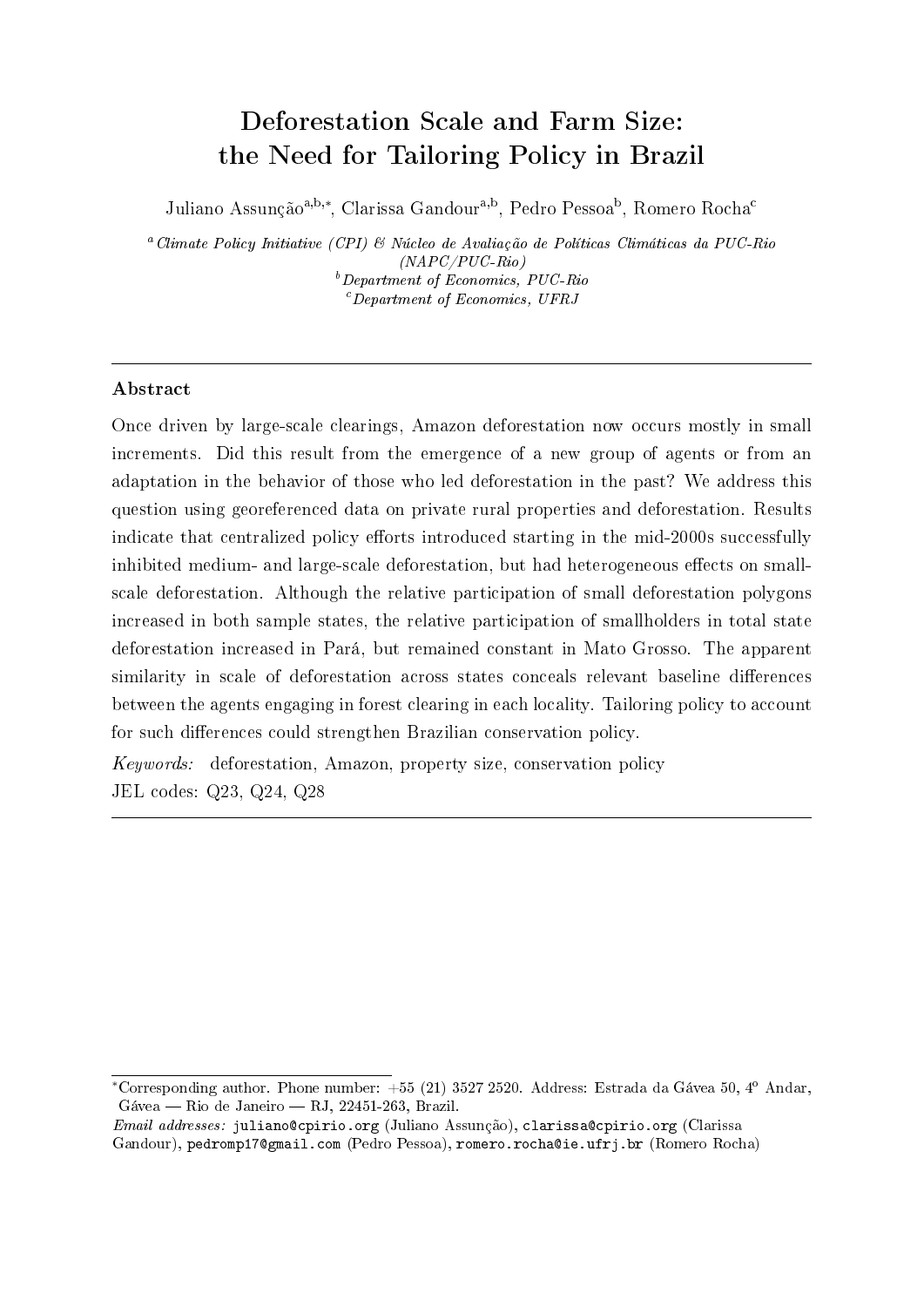# Deforestation Scale and Farm Size: the Need for Tailoring Policy in Brazil

Juliano Assunção[a,b,*], Clarissa Gandour[a,b], Pedro Pessoa[b], Romero Rocha[c]

[a] *Climate Policy Initiative (CPI) & Núcleo de Avaliação de Políticas Climáticas da PUC-Rio (NAPC/PUC-Rio)*
[b] *Department of Economics, PUC-Rio*
[c] *Department of Economics, UFRJ*

---

## Abstract

Once driven by large-scale clearings, Amazon deforestation now occurs mostly in small increments. Did this result from the emergence of a new group of agents or from an adaptation in the behavior of those who led deforestation in the past? We address this question using georeferenced data on private rural properties and deforestation. Results indicate that centralized policy efforts introduced starting in the mid-2000s successfully inhibited medium- and large-scale deforestation, but had heterogeneous effects on small-scale deforestation. Although the relative participation of small deforestation polygons increased in both sample states, the relative participation of smallholders in total state deforestation increased in Pará, but remained constant in Mato Grosso. The apparent similarity in scale of deforestation across states conceals relevant baseline differences between the agents engaging in forest clearing in each locality. Tailoring policy to account for such differences could strengthen Brazilian conservation policy.

*Keywords:* deforestation, Amazon, property size, conservation policy

JEL codes: Q23, Q24, Q28

---

*Corresponding author. Phone number: +55 (21) 3527 2520. Address: Estrada da Gávea 50, 4º Andar, Gávea — Rio de Janeiro — RJ, 22451-263, Brazil.

*Email addresses:* juliano@cpirio.org (Juliano Assunção), clarissa@cpirio.org (Clarissa Gandour), pedromp17@gmail.com (Pedro Pessoa), romero.rocha@ie.ufrj.br (Romero Rocha)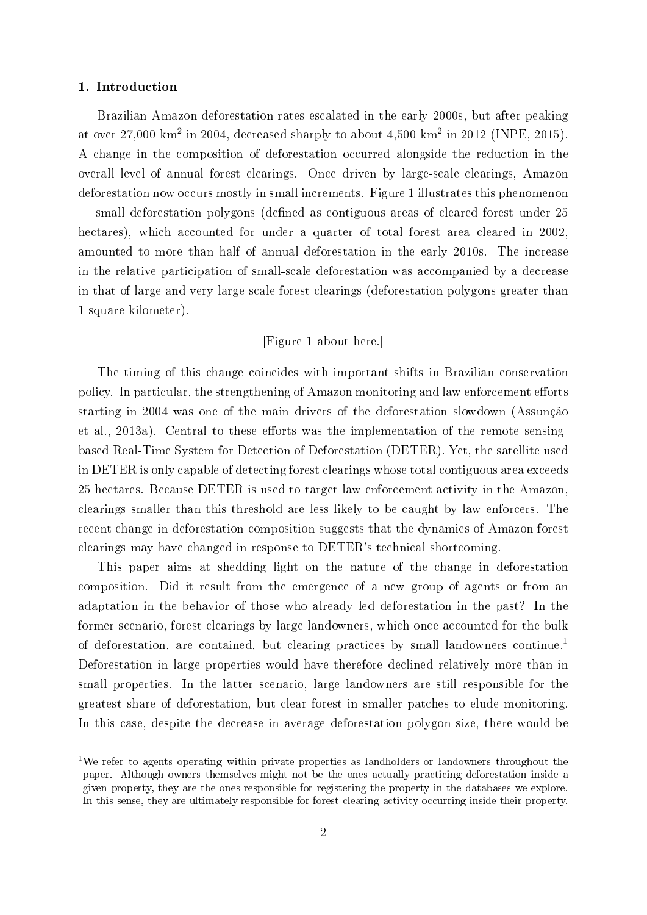## 1. Introduction

Brazilian Amazon deforestation rates escalated in the early 2000s, but after peaking at over 27,000 km$^2$ in 2004, decreased sharply to about 4,500 km$^2$ in 2012 (INPE, 2015). A change in the composition of deforestation occurred alongside the reduction in the overall level of annual forest clearings. Once driven by large-scale clearings, Amazon deforestation now occurs mostly in small increments. Figure 1 illustrates this phenomenon — small deforestation polygons (defined as contiguous areas of cleared forest under 25 hectares), which accounted for under a quarter of total forest area cleared in 2002, amounted to more than half of annual deforestation in the early 2010s. The increase in the relative participation of small-scale deforestation was accompanied by a decrease in that of large and very large-scale forest clearings (deforestation polygons greater than 1 square kilometer).

[Figure 1 about here.]

The timing of this change coincides with important shifts in Brazilian conservation policy. In particular, the strengthening of Amazon monitoring and law enforcement efforts starting in 2004 was one of the main drivers of the deforestation slowdown (Assunção et al., 2013a). Central to these efforts was the implementation of the remote sensing-based Real-Time System for Detection of Deforestation (DETER). Yet, the satellite used in DETER is only capable of detecting forest clearings whose total contiguous area exceeds 25 hectares. Because DETER is used to target law enforcement activity in the Amazon, clearings smaller than this threshold are less likely to be caught by law enforcers. The recent change in deforestation composition suggests that the dynamics of Amazon forest clearings may have changed in response to DETER's technical shortcoming.

This paper aims at shedding light on the nature of the change in deforestation composition. Did it result from the emergence of a new group of agents or from an adaptation in the behavior of those who already led deforestation in the past? In the former scenario, forest clearings by large landowners, which once accounted for the bulk of deforestation, are contained, but clearing practices by small landowners continue.[1] Deforestation in large properties would have therefore declined relatively more than in small properties. In the latter scenario, large landowners are still responsible for the greatest share of deforestation, but clear forest in smaller patches to elude monitoring. In this case, despite the decrease in average deforestation polygon size, there would be

[1]We refer to agents operating within private properties as landholders or landowners throughout the paper. Although owners themselves might not be the ones actually practicing deforestation inside a given property, they are the ones responsible for registering the property in the databases we explore. In this sense, they are ultimately responsible for forest clearing activity occurring inside their property.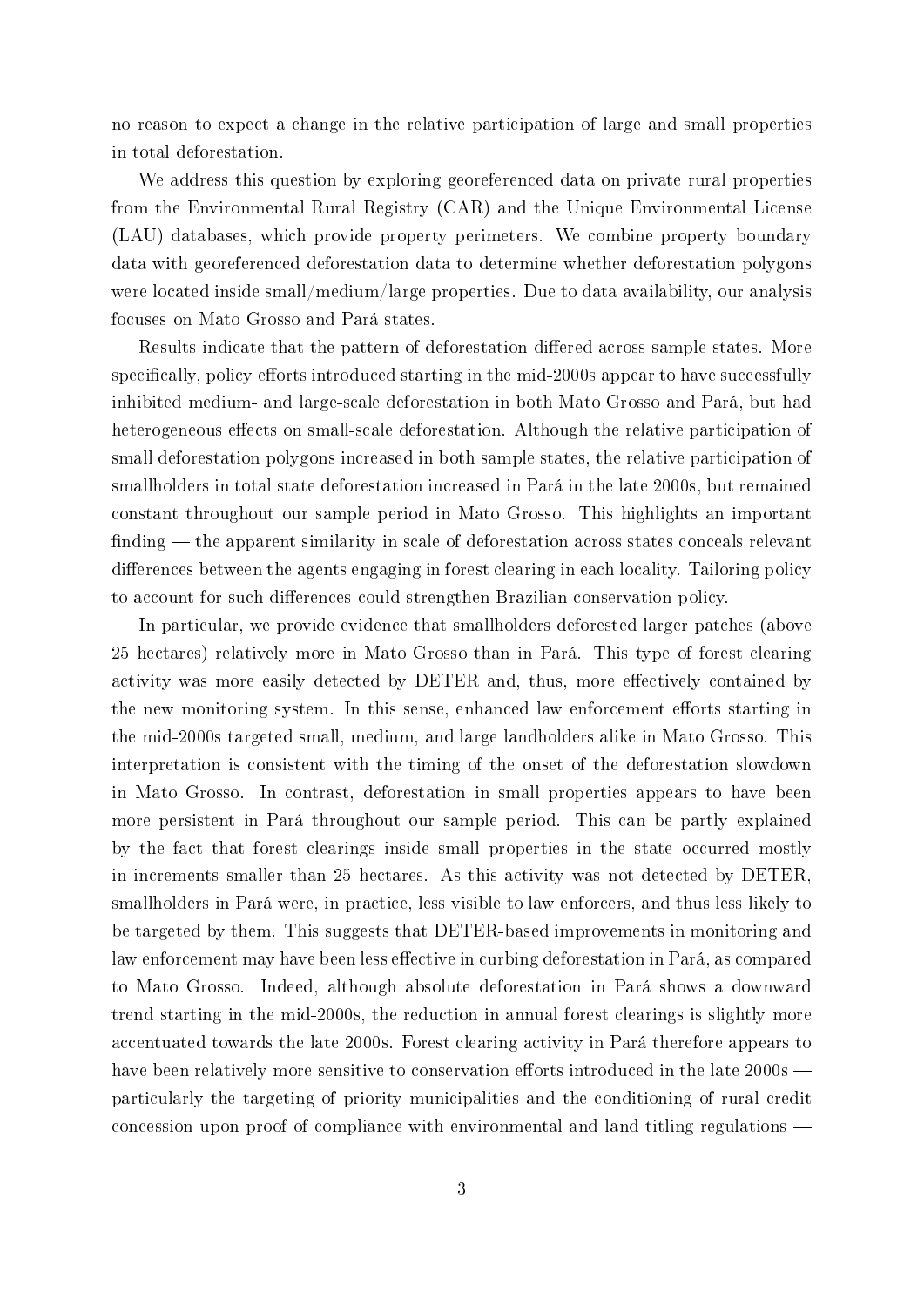no reason to expect a change in the relative participation of large and small properties in total deforestation.

We address this question by exploring georeferenced data on private rural properties from the Environmental Rural Registry (CAR) and the Unique Environmental License (LAU) databases, which provide property perimeters. We combine property boundary data with georeferenced deforestation data to determine whether deforestation polygons were located inside small/medium/large properties. Due to data availability, our analysis focuses on Mato Grosso and Pará states.

Results indicate that the pattern of deforestation differed across sample states. More specifically, policy efforts introduced starting in the mid-2000s appear to have successfully inhibited medium- and large-scale deforestation in both Mato Grosso and Pará, but had heterogeneous effects on small-scale deforestation. Although the relative participation of small deforestation polygons increased in both sample states, the relative participation of smallholders in total state deforestation increased in Pará in the late 2000s, but remained constant throughout our sample period in Mato Grosso. This highlights an important finding — the apparent similarity in scale of deforestation across states conceals relevant differences between the agents engaging in forest clearing in each locality. Tailoring policy to account for such differences could strengthen Brazilian conservation policy.

In particular, we provide evidence that smallholders deforested larger patches (above 25 hectares) relatively more in Mato Grosso than in Pará. This type of forest clearing activity was more easily detected by DETER and, thus, more effectively contained by the new monitoring system. In this sense, enhanced law enforcement efforts starting in the mid-2000s targeted small, medium, and large landholders alike in Mato Grosso. This interpretation is consistent with the timing of the onset of the deforestation slowdown in Mato Grosso. In contrast, deforestation in small properties appears to have been more persistent in Pará throughout our sample period. This can be partly explained by the fact that forest clearings inside small properties in the state occurred mostly in increments smaller than 25 hectares. As this activity was not detected by DETER, smallholders in Pará were, in practice, less visible to law enforcers, and thus less likely to be targeted by them. This suggests that DETER-based improvements in monitoring and law enforcement may have been less effective in curbing deforestation in Pará, as compared to Mato Grosso. Indeed, although absolute deforestation in Pará shows a downward trend starting in the mid-2000s, the reduction in annual forest clearings is slightly more accentuated towards the late 2000s. Forest clearing activity in Pará therefore appears to have been relatively more sensitive to conservation efforts introduced in the late 2000s — particularly the targeting of priority municipalities and the conditioning of rural credit concession upon proof of compliance with environmental and land titling regulations —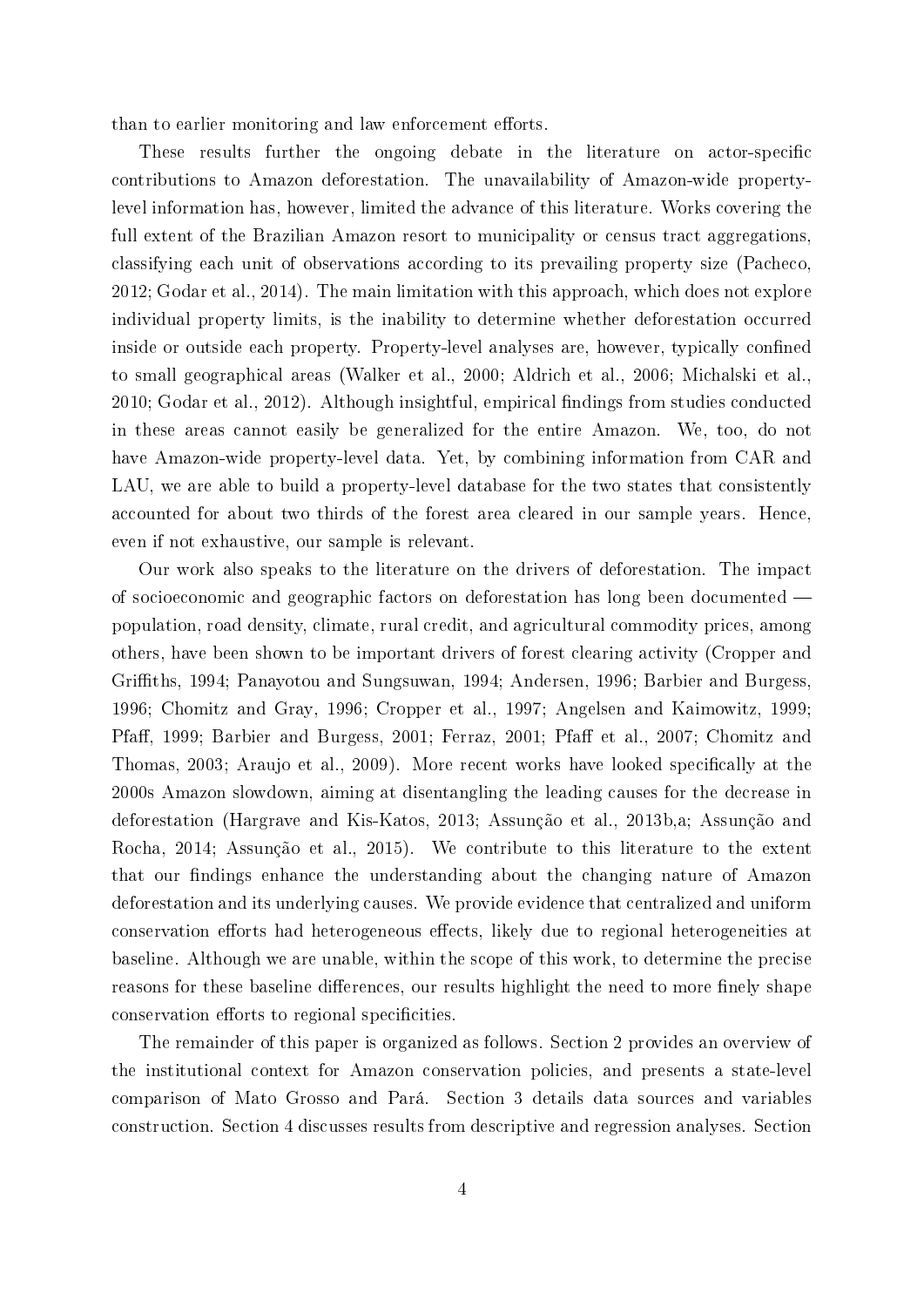than to earlier monitoring and law enforcement efforts.

These results further the ongoing debate in the literature on actor-specific contributions to Amazon deforestation. The unavailability of Amazon-wide property-level information has, however, limited the advance of this literature. Works covering the full extent of the Brazilian Amazon resort to municipality or census tract aggregations, classifying each unit of observations according to its prevailing property size (Pacheco, 2012; Godar et al., 2014). The main limitation with this approach, which does not explore individual property limits, is the inability to determine whether deforestation occurred inside or outside each property. Property-level analyses are, however, typically confined to small geographical areas (Walker et al., 2000; Aldrich et al., 2006; Michalski et al., 2010; Godar et al., 2012). Although insightful, empirical findings from studies conducted in these areas cannot easily be generalized for the entire Amazon. We, too, do not have Amazon-wide property-level data. Yet, by combining information from CAR and LAU, we are able to build a property-level database for the two states that consistently accounted for about two thirds of the forest area cleared in our sample years. Hence, even if not exhaustive, our sample is relevant.

Our work also speaks to the literature on the drivers of deforestation. The impact of socioeconomic and geographic factors on deforestation has long been documented — population, road density, climate, rural credit, and agricultural commodity prices, among others, have been shown to be important drivers of forest clearing activity (Cropper and Griffiths, 1994; Panayotou and Sungsuwan, 1994; Andersen, 1996; Barbier and Burgess, 1996; Chomitz and Gray, 1996; Cropper et al., 1997; Angelsen and Kaimowitz, 1999; Pfaff, 1999; Barbier and Burgess, 2001; Ferraz, 2001; Pfaff et al., 2007; Chomitz and Thomas, 2003; Araujo et al., 2009). More recent works have looked specifically at the 2000s Amazon slowdown, aiming at disentangling the leading causes for the decrease in deforestation (Hargrave and Kis-Katos, 2013; Assunção et al., 2013b,a; Assunção and Rocha, 2014; Assunção et al., 2015). We contribute to this literature to the extent that our findings enhance the understanding about the changing nature of Amazon deforestation and its underlying causes. We provide evidence that centralized and uniform conservation efforts had heterogeneous effects, likely due to regional heterogeneities at baseline. Although we are unable, within the scope of this work, to determine the precise reasons for these baseline differences, our results highlight the need to more finely shape conservation efforts to regional specificities.

The remainder of this paper is organized as follows. Section 2 provides an overview of the institutional context for Amazon conservation policies, and presents a state-level comparison of Mato Grosso and Pará. Section 3 details data sources and variables construction. Section 4 discusses results from descriptive and regression analyses. Section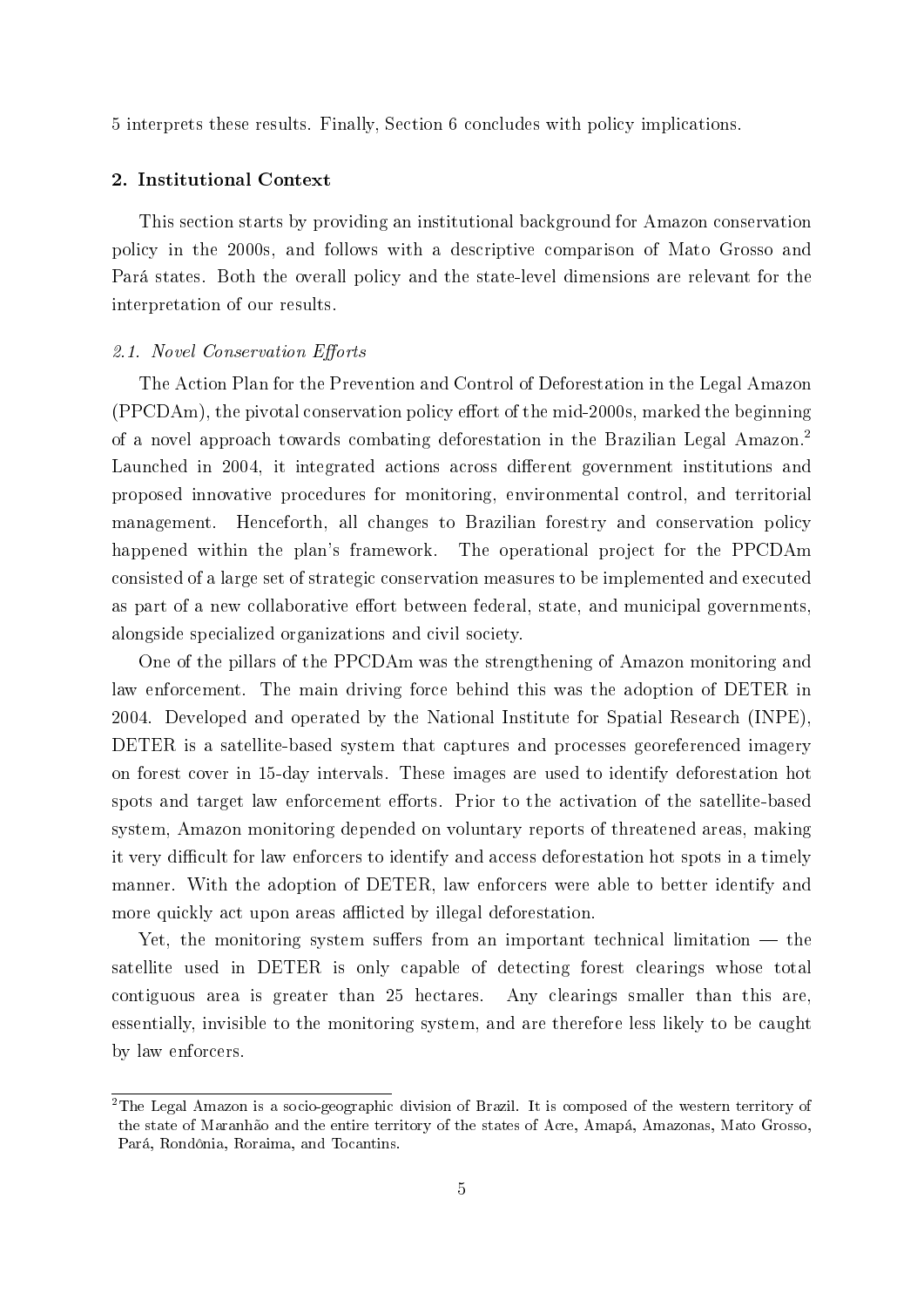5 interprets these results. Finally, Section 6 concludes with policy implications.

## 2. Institutional Context

This section starts by providing an institutional background for Amazon conservation policy in the 2000s, and follows with a descriptive comparison of Mato Grosso and Pará states. Both the overall policy and the state-level dimensions are relevant for the interpretation of our results.

### *2.1. Novel Conservation Efforts*

The Action Plan for the Prevention and Control of Deforestation in the Legal Amazon (PPCDAm), the pivotal conservation policy effort of the mid-2000s, marked the beginning of a novel approach towards combating deforestation in the Brazilian Legal Amazon.[2] Launched in 2004, it integrated actions across different government institutions and proposed innovative procedures for monitoring, environmental control, and territorial management. Henceforth, all changes to Brazilian forestry and conservation policy happened within the plan's framework. The operational project for the PPCDAm consisted of a large set of strategic conservation measures to be implemented and executed as part of a new collaborative effort between federal, state, and municipal governments, alongside specialized organizations and civil society.

One of the pillars of the PPCDAm was the strengthening of Amazon monitoring and law enforcement. The main driving force behind this was the adoption of DETER in 2004. Developed and operated by the National Institute for Spatial Research (INPE), DETER is a satellite-based system that captures and processes georeferenced imagery on forest cover in 15-day intervals. These images are used to identify deforestation hot spots and target law enforcement efforts. Prior to the activation of the satellite-based system, Amazon monitoring depended on voluntary reports of threatened areas, making it very difficult for law enforcers to identify and access deforestation hot spots in a timely manner. With the adoption of DETER, law enforcers were able to better identify and more quickly act upon areas afflicted by illegal deforestation.

Yet, the monitoring system suffers from an important technical limitation — the satellite used in DETER is only capable of detecting forest clearings whose total contiguous area is greater than 25 hectares. Any clearings smaller than this are, essentially, invisible to the monitoring system, and are therefore less likely to be caught by law enforcers.

[2] The Legal Amazon is a socio-geographic division of Brazil. It is composed of the western territory of the state of Maranhão and the entire territory of the states of Acre, Amapá, Amazonas, Mato Grosso, Pará, Rondônia, Roraima, and Tocantins.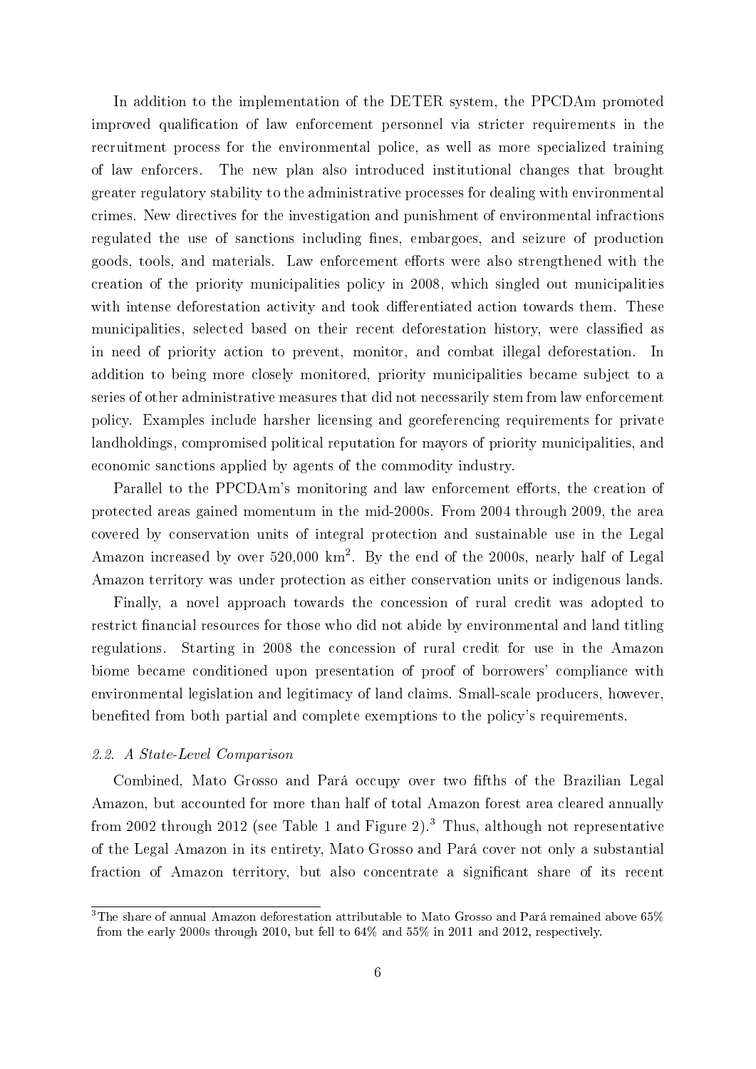In addition to the implementation of the DETER system, the PPCDAm promoted improved qualification of law enforcement personnel via stricter requirements in the recruitment process for the environmental police, as well as more specialized training of law enforcers. The new plan also introduced institutional changes that brought greater regulatory stability to the administrative processes for dealing with environmental crimes. New directives for the investigation and punishment of environmental infractions regulated the use of sanctions including fines, embargoes, and seizure of production goods, tools, and materials. Law enforcement efforts were also strengthened with the creation of the priority municipalities policy in 2008, which singled out municipalities with intense deforestation activity and took differentiated action towards them. These municipalities, selected based on their recent deforestation history, were classified as in need of priority action to prevent, monitor, and combat illegal deforestation. In addition to being more closely monitored, priority municipalities became subject to a series of other administrative measures that did not necessarily stem from law enforcement policy. Examples include harsher licensing and georeferencing requirements for private landholdings, compromised political reputation for mayors of priority municipalities, and economic sanctions applied by agents of the commodity industry.

Parallel to the PPCDAm's monitoring and law enforcement efforts, the creation of protected areas gained momentum in the mid-2000s. From 2004 through 2009, the area covered by conservation units of integral protection and sustainable use in the Legal Amazon increased by over 520,000 km$^2$. By the end of the 2000s, nearly half of Legal Amazon territory was under protection as either conservation units or indigenous lands.

Finally, a novel approach towards the concession of rural credit was adopted to restrict financial resources for those who did not abide by environmental and land titling regulations. Starting in 2008 the concession of rural credit for use in the Amazon biome became conditioned upon presentation of proof of borrowers' compliance with environmental legislation and legitimacy of land claims. Small-scale producers, however, benefited from both partial and complete exemptions to the policy's requirements.

### *2.2. A State-Level Comparison*

Combined, Mato Grosso and Pará occupy over two fifths of the Brazilian Legal Amazon, but accounted for more than half of total Amazon forest area cleared annually from 2002 through 2012 (see Table 1 and Figure 2).[3] Thus, although not representative of the Legal Amazon in its entirety, Mato Grosso and Pará cover not only a substantial fraction of Amazon territory, but also concentrate a significant share of its recent

[3] The share of annual Amazon deforestation attributable to Mato Grosso and Pará remained above 65% from the early 2000s through 2010, but fell to 64% and 55% in 2011 and 2012, respectively.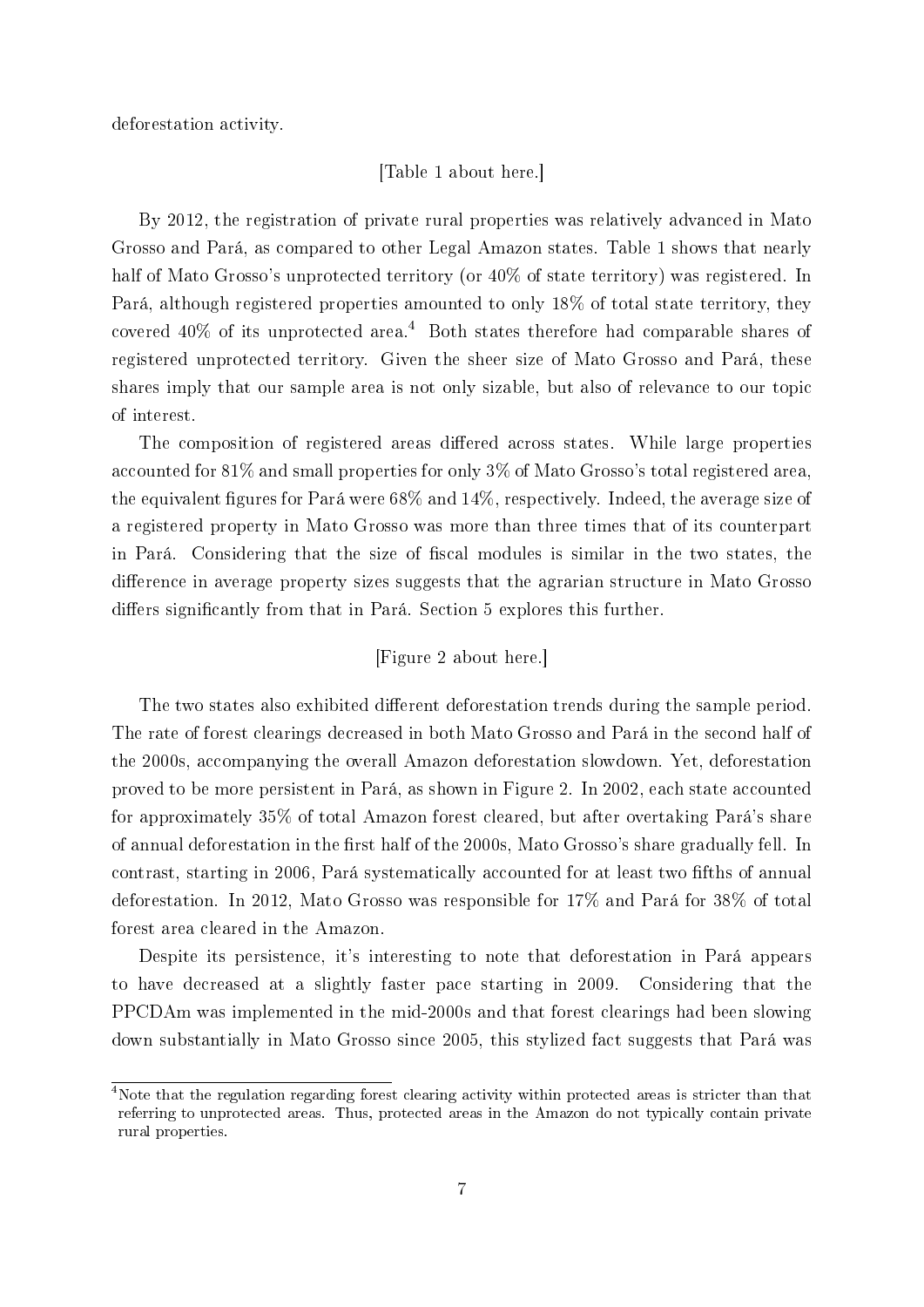deforestation activity.

[Table 1 about here.]

By 2012, the registration of private rural properties was relatively advanced in Mato Grosso and Pará, as compared to other Legal Amazon states. Table 1 shows that nearly half of Mato Grosso's unprotected territory (or 40% of state territory) was registered. In Pará, although registered properties amounted to only 18% of total state territory, they covered 40% of its unprotected area.[4] Both states therefore had comparable shares of registered unprotected territory. Given the sheer size of Mato Grosso and Pará, these shares imply that our sample area is not only sizable, but also of relevance to our topic of interest.

The composition of registered areas differed across states. While large properties accounted for 81% and small properties for only 3% of Mato Grosso's total registered area, the equivalent figures for Pará were 68% and 14%, respectively. Indeed, the average size of a registered property in Mato Grosso was more than three times that of its counterpart in Pará. Considering that the size of fiscal modules is similar in the two states, the difference in average property sizes suggests that the agrarian structure in Mato Grosso differs significantly from that in Pará. Section 5 explores this further.

[Figure 2 about here.]

The two states also exhibited different deforestation trends during the sample period. The rate of forest clearings decreased in both Mato Grosso and Pará in the second half of the 2000s, accompanying the overall Amazon deforestation slowdown. Yet, deforestation proved to be more persistent in Pará, as shown in Figure 2. In 2002, each state accounted for approximately 35% of total Amazon forest cleared, but after overtaking Pará's share of annual deforestation in the first half of the 2000s, Mato Grosso's share gradually fell. In contrast, starting in 2006, Pará systematically accounted for at least two fifths of annual deforestation. In 2012, Mato Grosso was responsible for 17% and Pará for 38% of total forest area cleared in the Amazon.

Despite its persistence, it's interesting to note that deforestation in Pará appears to have decreased at a slightly faster pace starting in 2009. Considering that the PPCDAm was implemented in the mid-2000s and that forest clearings had been slowing down substantially in Mato Grosso since 2005, this stylized fact suggests that Pará was

[4] Note that the regulation regarding forest clearing activity within protected areas is stricter than that referring to unprotected areas. Thus, protected areas in the Amazon do not typically contain private rural properties.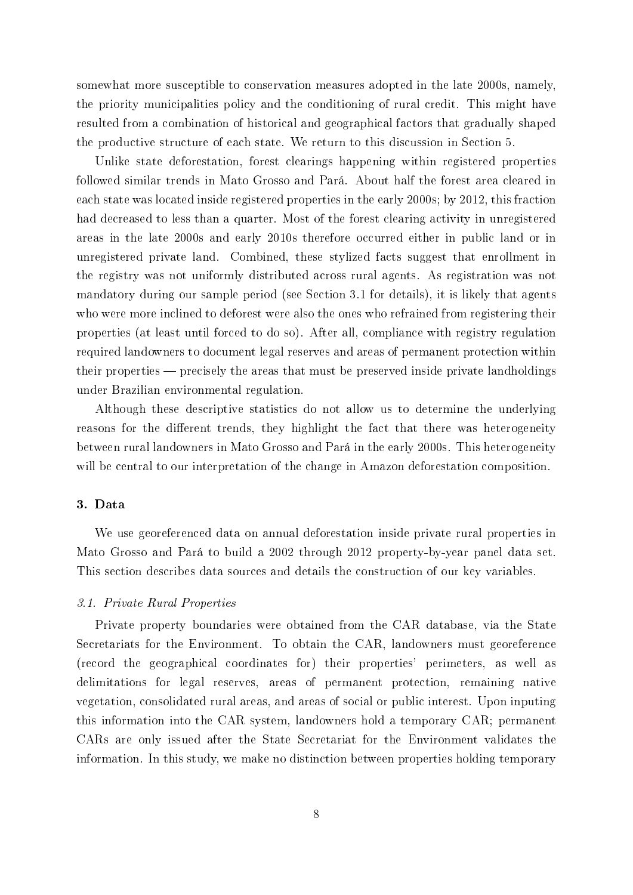somewhat more susceptible to conservation measures adopted in the late 2000s, namely, the priority municipalities policy and the conditioning of rural credit. This might have resulted from a combination of historical and geographical factors that gradually shaped the productive structure of each state. We return to this discussion in Section 5.

Unlike state deforestation, forest clearings happening within registered properties followed similar trends in Mato Grosso and Pará. About half the forest area cleared in each state was located inside registered properties in the early 2000s; by 2012, this fraction had decreased to less than a quarter. Most of the forest clearing activity in unregistered areas in the late 2000s and early 2010s therefore occurred either in public land or in unregistered private land. Combined, these stylized facts suggest that enrollment in the registry was not uniformly distributed across rural agents. As registration was not mandatory during our sample period (see Section 3.1 for details), it is likely that agents who were more inclined to deforest were also the ones who refrained from registering their properties (at least until forced to do so). After all, compliance with registry regulation required landowners to document legal reserves and areas of permanent protection within their properties — precisely the areas that must be preserved inside private landholdings under Brazilian environmental regulation.

Although these descriptive statistics do not allow us to determine the underlying reasons for the different trends, they highlight the fact that there was heterogeneity between rural landowners in Mato Grosso and Pará in the early 2000s. This heterogeneity will be central to our interpretation of the change in Amazon deforestation composition.

## 3. Data

We use georeferenced data on annual deforestation inside private rural properties in Mato Grosso and Pará to build a 2002 through 2012 property-by-year panel data set. This section describes data sources and details the construction of our key variables.

### 3.1. Private Rural Properties

Private property boundaries were obtained from the CAR database, via the State Secretariats for the Environment. To obtain the CAR, landowners must georeference (record the geographical coordinates for) their properties' perimeters, as well as delimitations for legal reserves, areas of permanent protection, remaining native vegetation, consolidated rural areas, and areas of social or public interest. Upon inputing this information into the CAR system, landowners hold a temporary CAR; permanent CARs are only issued after the State Secretariat for the Environment validates the information. In this study, we make no distinction between properties holding temporary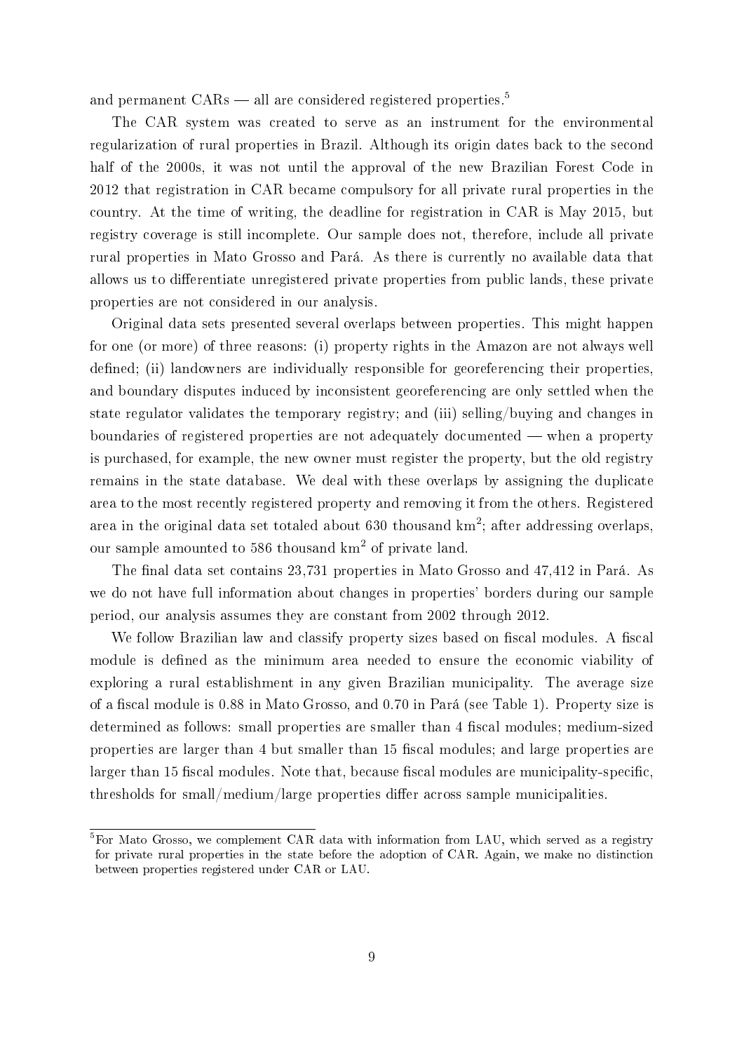and permanent CARs — all are considered registered properties.[5]

The CAR system was created to serve as an instrument for the environmental regularization of rural properties in Brazil. Although its origin dates back to the second half of the 2000s, it was not until the approval of the new Brazilian Forest Code in 2012 that registration in CAR became compulsory for all private rural properties in the country. At the time of writing, the deadline for registration in CAR is May 2015, but registry coverage is still incomplete. Our sample does not, therefore, include all private rural properties in Mato Grosso and Pará. As there is currently no available data that allows us to differentiate unregistered private properties from public lands, these private properties are not considered in our analysis.

Original data sets presented several overlaps between properties. This might happen for one (or more) of three reasons: (i) property rights in the Amazon are not always well defined; (ii) landowners are individually responsible for georeferencing their properties, and boundary disputes induced by inconsistent georeferencing are only settled when the state regulator validates the temporary registry; and (iii) selling/buying and changes in boundaries of registered properties are not adequately documented — when a property is purchased, for example, the new owner must register the property, but the old registry remains in the state database. We deal with these overlaps by assigning the duplicate area to the most recently registered property and removing it from the others. Registered area in the original data set totaled about 630 thousand km$^2$; after addressing overlaps, our sample amounted to 586 thousand km$^2$ of private land.

The final data set contains 23,731 properties in Mato Grosso and 47,412 in Pará. As we do not have full information about changes in properties' borders during our sample period, our analysis assumes they are constant from 2002 through 2012.

We follow Brazilian law and classify property sizes based on fiscal modules. A fiscal module is defined as the minimum area needed to ensure the economic viability of exploring a rural establishment in any given Brazilian municipality. The average size of a fiscal module is 0.88 in Mato Grosso, and 0.70 in Pará (see Table 1). Property size is determined as follows: small properties are smaller than 4 fiscal modules; medium-sized properties are larger than 4 but smaller than 15 fiscal modules; and large properties are larger than 15 fiscal modules. Note that, because fiscal modules are municipality-specific, thresholds for small/medium/large properties differ across sample municipalities.

[5] For Mato Grosso, we complement CAR data with information from LAU, which served as a registry for private rural properties in the state before the adoption of CAR. Again, we make no distinction between properties registered under CAR or LAU.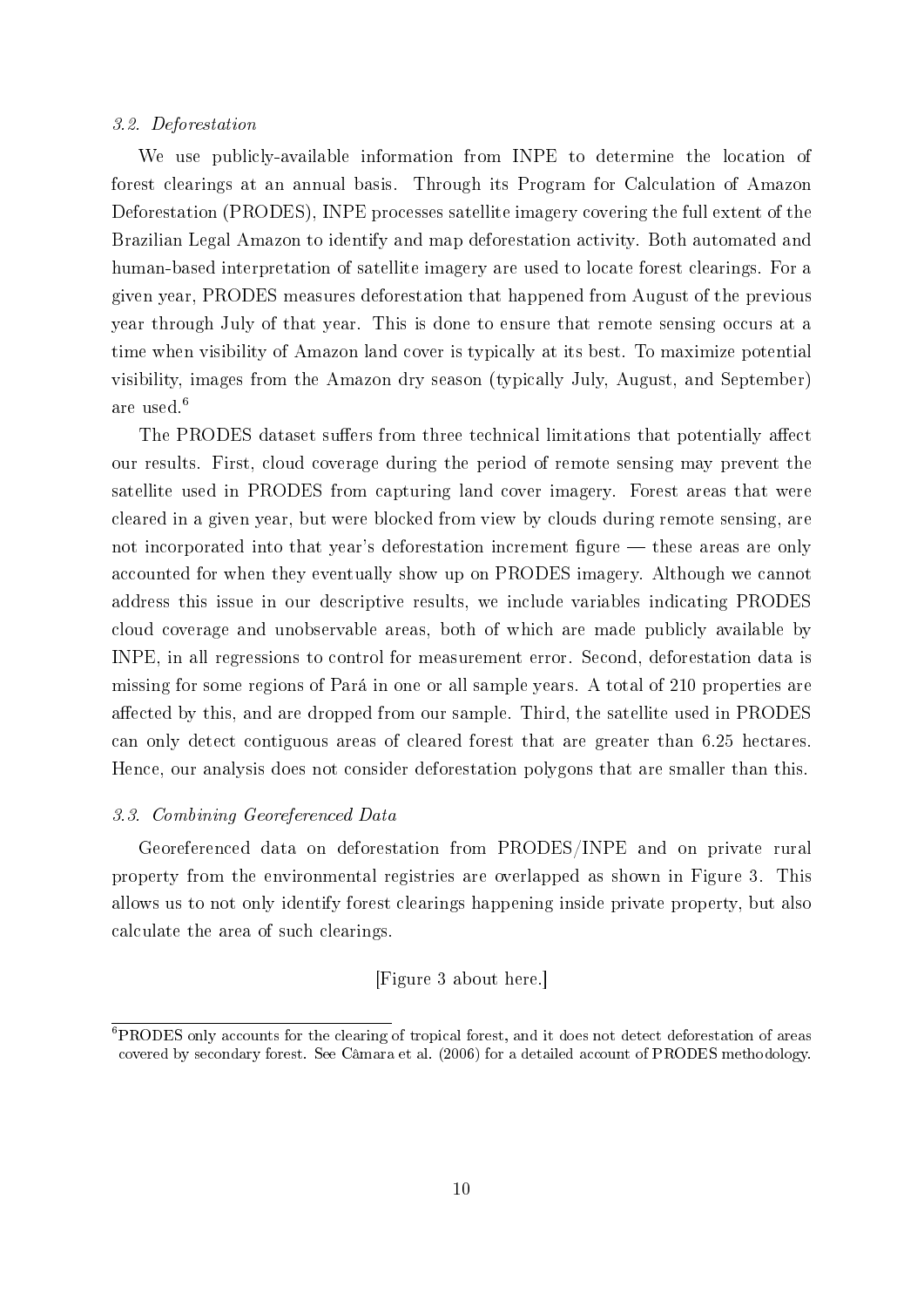### *3.2. Deforestation*

We use publicly-available information from INPE to determine the location of forest clearings at an annual basis. Through its Program for Calculation of Amazon Deforestation (PRODES), INPE processes satellite imagery covering the full extent of the Brazilian Legal Amazon to identify and map deforestation activity. Both automated and human-based interpretation of satellite imagery are used to locate forest clearings. For a given year, PRODES measures deforestation that happened from August of the previous year through July of that year. This is done to ensure that remote sensing occurs at a time when visibility of Amazon land cover is typically at its best. To maximize potential visibility, images from the Amazon dry season (typically July, August, and September) are used.[6]

The PRODES dataset suffers from three technical limitations that potentially affect our results. First, cloud coverage during the period of remote sensing may prevent the satellite used in PRODES from capturing land cover imagery. Forest areas that were cleared in a given year, but were blocked from view by clouds during remote sensing, are not incorporated into that year's deforestation increment figure — these areas are only accounted for when they eventually show up on PRODES imagery. Although we cannot address this issue in our descriptive results, we include variables indicating PRODES cloud coverage and unobservable areas, both of which are made publicly available by INPE, in all regressions to control for measurement error. Second, deforestation data is missing for some regions of Pará in one or all sample years. A total of 210 properties are affected by this, and are dropped from our sample. Third, the satellite used in PRODES can only detect contiguous areas of cleared forest that are greater than 6.25 hectares. Hence, our analysis does not consider deforestation polygons that are smaller than this.

### *3.3. Combining Georeferenced Data*

Georeferenced data on deforestation from PRODES/INPE and on private rural property from the environmental registries are overlapped as shown in Figure 3. This allows us to not only identify forest clearings happening inside private property, but also calculate the area of such clearings.

[Figure 3 about here.]

[6] PRODES only accounts for the clearing of tropical forest, and it does not detect deforestation of areas covered by secondary forest. See Câmara et al. (2006) for a detailed account of PRODES methodology.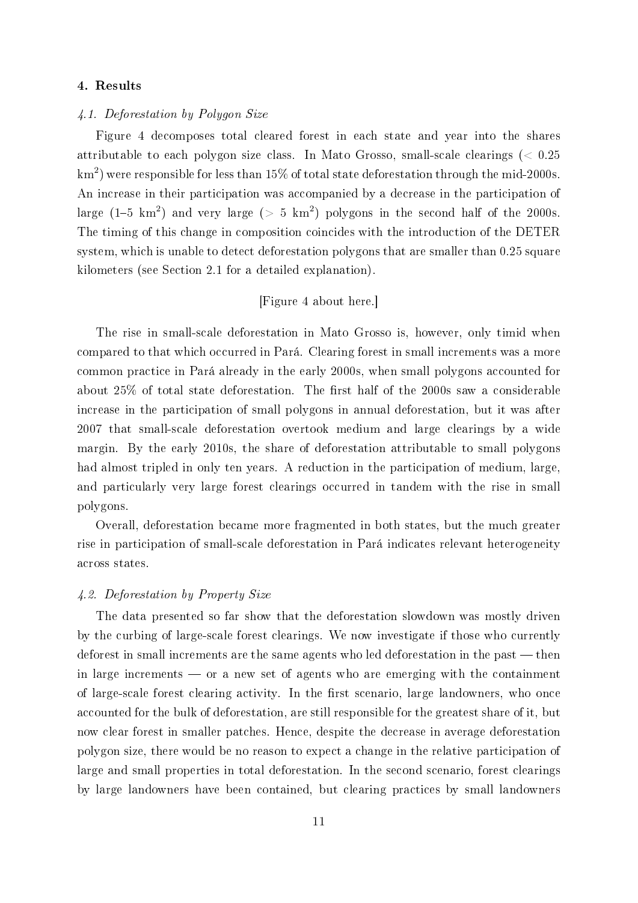## 4. Results

### *4.1. Deforestation by Polygon Size*

Figure 4 decomposes total cleared forest in each state and year into the shares attributable to each polygon size class. In Mato Grosso, small-scale clearings ($< 0.25$ $km^2$) were responsible for less than 15% of total state deforestation through the mid-2000s. An increase in their participation was accompanied by a decrease in the participation of large (1–5 $km^2$) and very large ($> 5$ $km^2$) polygons in the second half of the 2000s. The timing of this change in composition coincides with the introduction of the DETER system, which is unable to detect deforestation polygons that are smaller than 0.25 square kilometers (see Section 2.1 for a detailed explanation).

[Figure 4 about here.]

The rise in small-scale deforestation in Mato Grosso is, however, only timid when compared to that which occurred in Pará. Clearing forest in small increments was a more common practice in Pará already in the early 2000s, when small polygons accounted for about 25% of total state deforestation. The first half of the 2000s saw a considerable increase in the participation of small polygons in annual deforestation, but it was after 2007 that small-scale deforestation overtook medium and large clearings by a wide margin. By the early 2010s, the share of deforestation attributable to small polygons had almost tripled in only ten years. A reduction in the participation of medium, large, and particularly very large forest clearings occurred in tandem with the rise in small polygons.

Overall, deforestation became more fragmented in both states, but the much greater rise in participation of small-scale deforestation in Pará indicates relevant heterogeneity across states.

### *4.2. Deforestation by Property Size*

The data presented so far show that the deforestation slowdown was mostly driven by the curbing of large-scale forest clearings. We now investigate if those who currently deforest in small increments are the same agents who led deforestation in the past — then in large increments — or a new set of agents who are emerging with the containment of large-scale forest clearing activity. In the first scenario, large landowners, who once accounted for the bulk of deforestation, are still responsible for the greatest share of it, but now clear forest in smaller patches. Hence, despite the decrease in average deforestation polygon size, there would be no reason to expect a change in the relative participation of large and small properties in total deforestation. In the second scenario, forest clearings by large landowners have been contained, but clearing practices by small landowners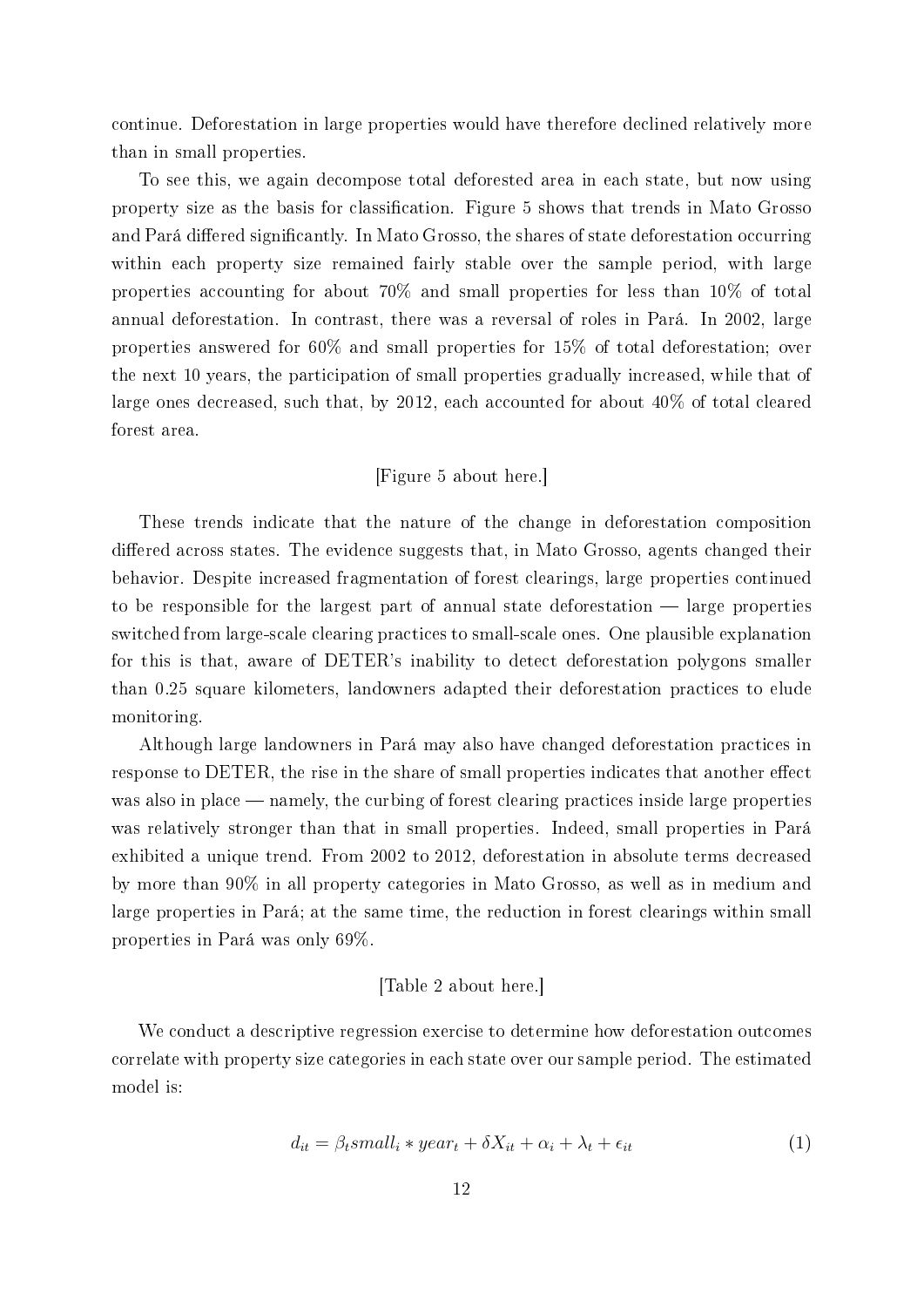continue. Deforestation in large properties would have therefore declined relatively more than in small properties.

To see this, we again decompose total deforested area in each state, but now using property size as the basis for classification. Figure 5 shows that trends in Mato Grosso and Pará differed significantly. In Mato Grosso, the shares of state deforestation occurring within each property size remained fairly stable over the sample period, with large properties accounting for about 70% and small properties for less than 10% of total annual deforestation. In contrast, there was a reversal of roles in Pará. In 2002, large properties answered for 60% and small properties for 15% of total deforestation; over the next 10 years, the participation of small properties gradually increased, while that of large ones decreased, such that, by 2012, each accounted for about 40% of total cleared forest area.

[Figure 5 about here.]

These trends indicate that the nature of the change in deforestation composition differed across states. The evidence suggests that, in Mato Grosso, agents changed their behavior. Despite increased fragmentation of forest clearings, large properties continued to be responsible for the largest part of annual state deforestation — large properties switched from large-scale clearing practices to small-scale ones. One plausible explanation for this is that, aware of DETER's inability to detect deforestation polygons smaller than 0.25 square kilometers, landowners adapted their deforestation practices to elude monitoring.

Although large landowners in Pará may also have changed deforestation practices in response to DETER, the rise in the share of small properties indicates that another effect was also in place — namely, the curbing of forest clearing practices inside large properties was relatively stronger than that in small properties. Indeed, small properties in Pará exhibited a unique trend. From 2002 to 2012, deforestation in absolute terms decreased by more than 90% in all property categories in Mato Grosso, as well as in medium and large properties in Pará; at the same time, the reduction in forest clearings within small properties in Pará was only 69%.

[Table 2 about here.]

We conduct a descriptive regression exercise to determine how deforestation outcomes correlate with property size categories in each state over our sample period. The estimated model is:

$$d_{it} = \beta_t small_i * year_t + \delta X_{it} + \alpha_i + \lambda_t + \epsilon_{it} \tag{1}$$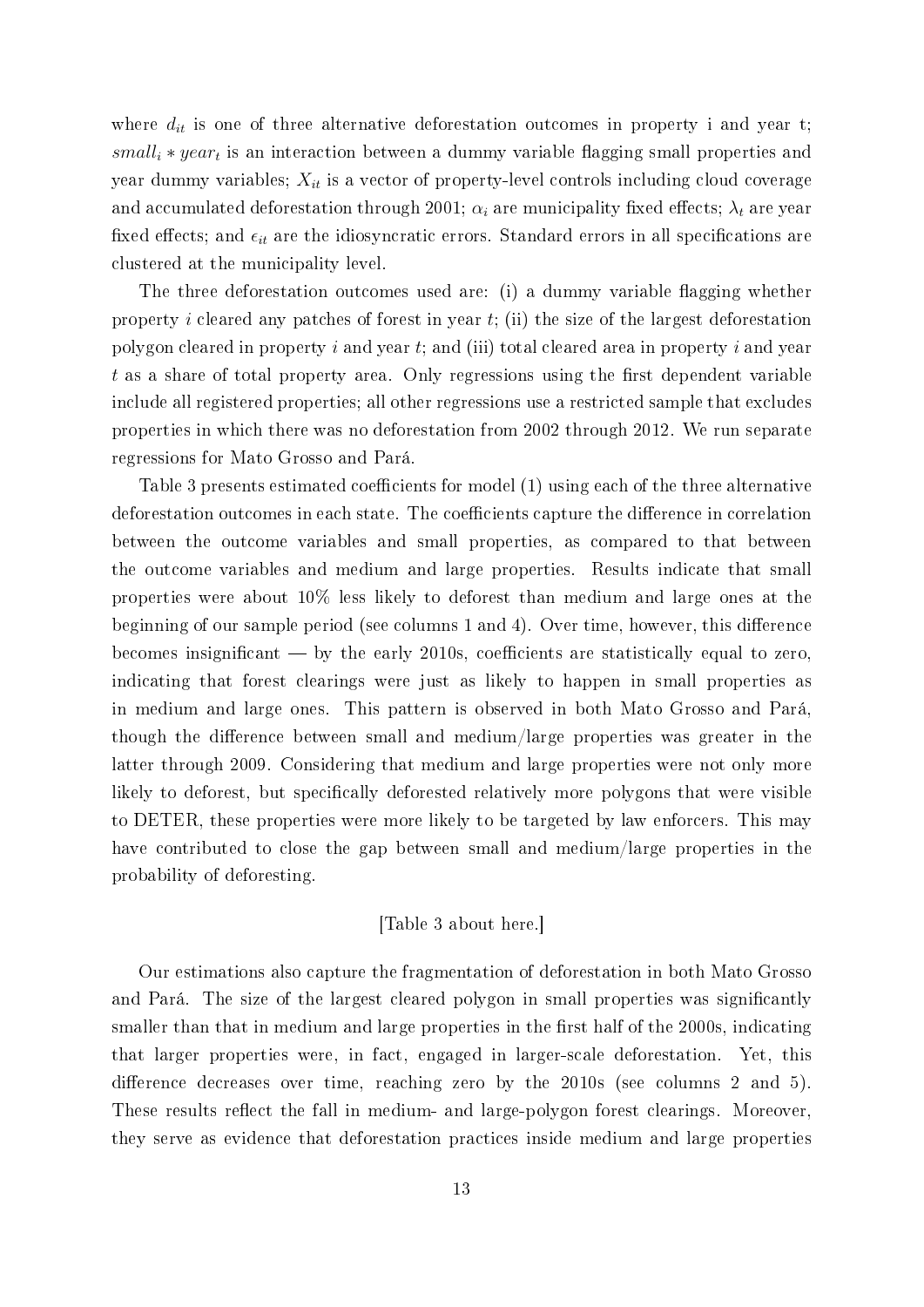where $d_{it}$ is one of three alternative deforestation outcomes in property i and year t; $small_i * year_t$ is an interaction between a dummy variable flagging small properties and year dummy variables; $X_{it}$ is a vector of property-level controls including cloud coverage and accumulated deforestation through 2001; $\alpha_i$ are municipality fixed effects; $\lambda_t$ are year fixed effects; and $\epsilon_{it}$ are the idiosyncratic errors. Standard errors in all specifications are clustered at the municipality level.

The three deforestation outcomes used are: (i) a dummy variable flagging whether property $i$ cleared any patches of forest in year $t$; (ii) the size of the largest deforestation polygon cleared in property $i$ and year $t$; and (iii) total cleared area in property $i$ and year $t$ as a share of total property area. Only regressions using the first dependent variable include all registered properties; all other regressions use a restricted sample that excludes properties in which there was no deforestation from 2002 through 2012. We run separate regressions for Mato Grosso and Pará.

Table 3 presents estimated coefficients for model (1) using each of the three alternative deforestation outcomes in each state. The coefficients capture the difference in correlation between the outcome variables and small properties, as compared to that between the outcome variables and medium and large properties. Results indicate that small properties were about 10% less likely to deforest than medium and large ones at the beginning of our sample period (see columns 1 and 4). Over time, however, this difference becomes insignificant — by the early 2010s, coefficients are statistically equal to zero, indicating that forest clearings were just as likely to happen in small properties as in medium and large ones. This pattern is observed in both Mato Grosso and Pará, though the difference between small and medium/large properties was greater in the latter through 2009. Considering that medium and large properties were not only more likely to deforest, but specifically deforested relatively more polygons that were visible to DETER, these properties were more likely to be targeted by law enforcers. This may have contributed to close the gap between small and medium/large properties in the probability of deforesting.

[Table 3 about here.]

Our estimations also capture the fragmentation of deforestation in both Mato Grosso and Pará. The size of the largest cleared polygon in small properties was significantly smaller than that in medium and large properties in the first half of the 2000s, indicating that larger properties were, in fact, engaged in larger-scale deforestation. Yet, this difference decreases over time, reaching zero by the 2010s (see columns 2 and 5). These results reflect the fall in medium- and large-polygon forest clearings. Moreover, they serve as evidence that deforestation practices inside medium and large properties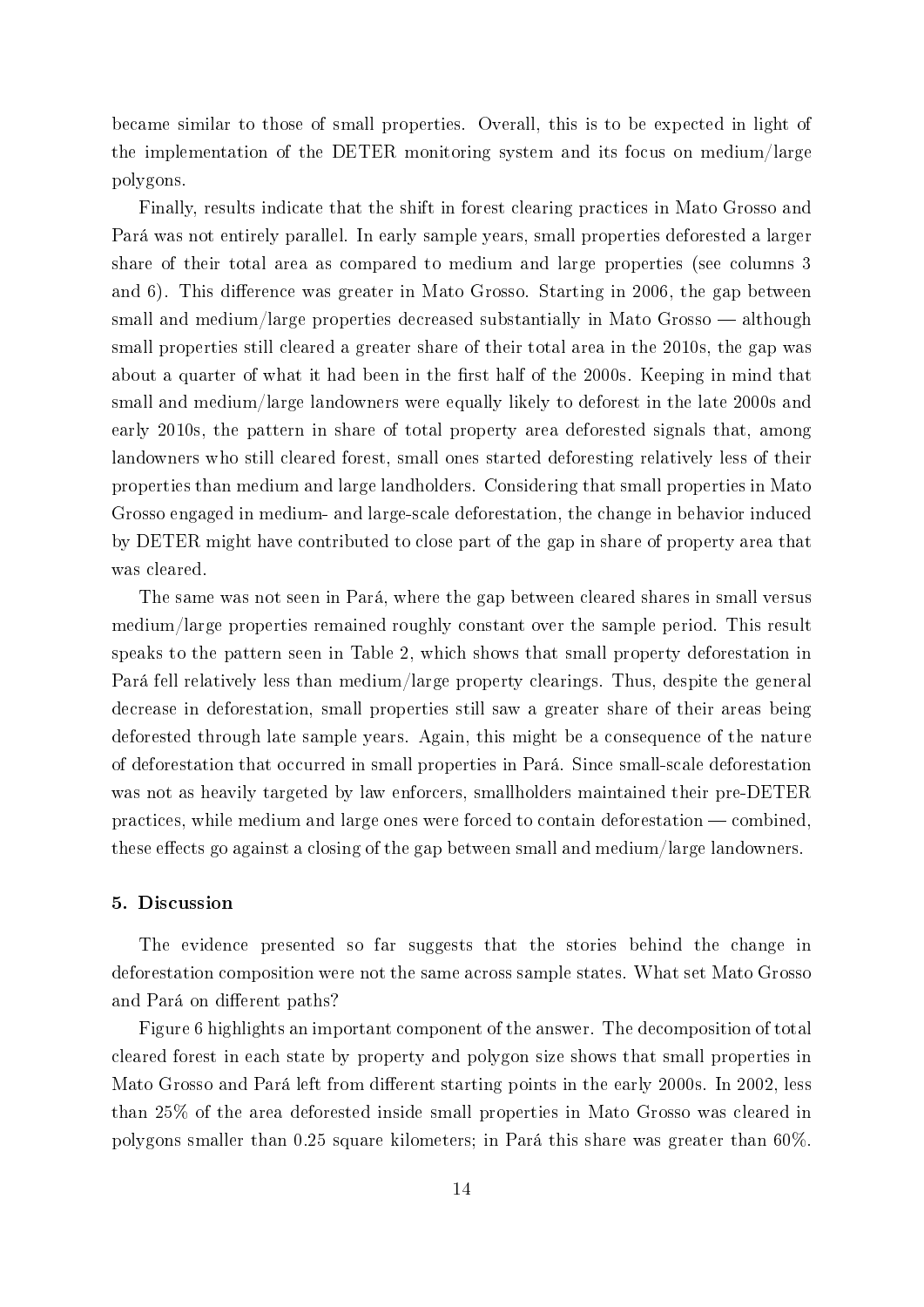became similar to those of small properties. Overall, this is to be expected in light of the implementation of the DETER monitoring system and its focus on medium/large polygons.

Finally, results indicate that the shift in forest clearing practices in Mato Grosso and Pará was not entirely parallel. In early sample years, small properties deforested a larger share of their total area as compared to medium and large properties (see columns 3 and 6). This difference was greater in Mato Grosso. Starting in 2006, the gap between small and medium/large properties decreased substantially in Mato Grosso — although small properties still cleared a greater share of their total area in the 2010s, the gap was about a quarter of what it had been in the first half of the 2000s. Keeping in mind that small and medium/large landowners were equally likely to deforest in the late 2000s and early 2010s, the pattern in share of total property area deforested signals that, among landowners who still cleared forest, small ones started deforesting relatively less of their properties than medium and large landholders. Considering that small properties in Mato Grosso engaged in medium- and large-scale deforestation, the change in behavior induced by DETER might have contributed to close part of the gap in share of property area that was cleared.

The same was not seen in Pará, where the gap between cleared shares in small versus medium/large properties remained roughly constant over the sample period. This result speaks to the pattern seen in Table 2, which shows that small property deforestation in Pará fell relatively less than medium/large property clearings. Thus, despite the general decrease in deforestation, small properties still saw a greater share of their areas being deforested through late sample years. Again, this might be a consequence of the nature of deforestation that occurred in small properties in Pará. Since small-scale deforestation was not as heavily targeted by law enforcers, smallholders maintained their pre-DETER practices, while medium and large ones were forced to contain deforestation — combined, these effects go against a closing of the gap between small and medium/large landowners.

## 5. Discussion

The evidence presented so far suggests that the stories behind the change in deforestation composition were not the same across sample states. What set Mato Grosso and Pará on different paths?

Figure 6 highlights an important component of the answer. The decomposition of total cleared forest in each state by property and polygon size shows that small properties in Mato Grosso and Pará left from different starting points in the early 2000s. In 2002, less than 25% of the area deforested inside small properties in Mato Grosso was cleared in polygons smaller than 0.25 square kilometers; in Pará this share was greater than 60%.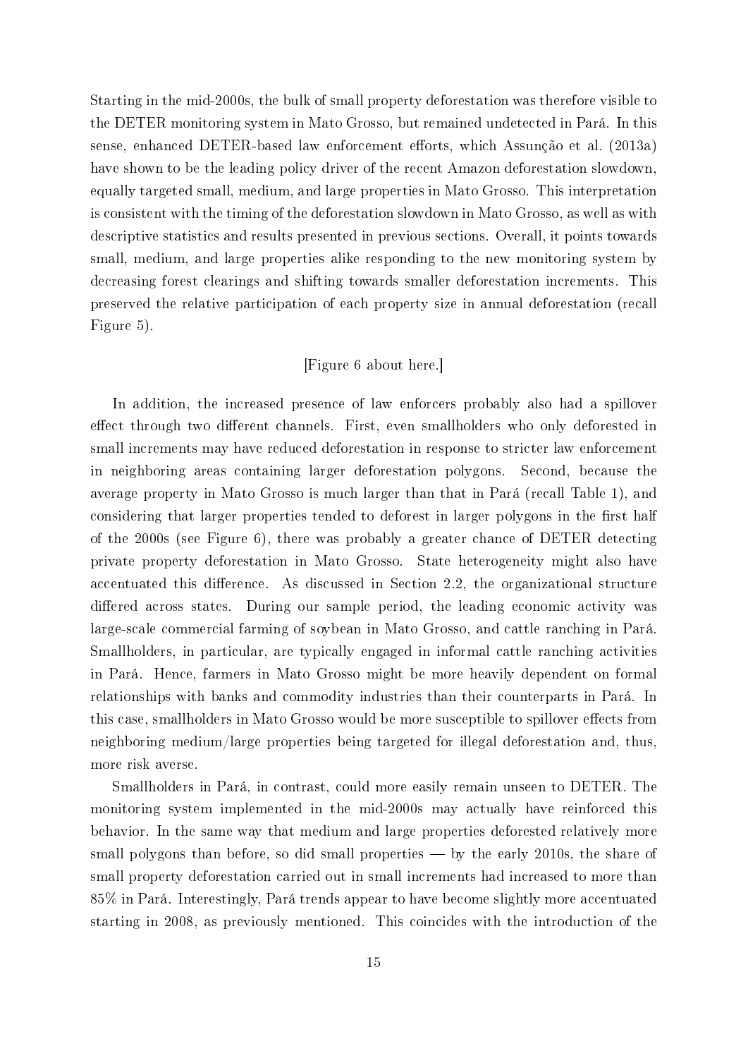Starting in the mid-2000s, the bulk of small property deforestation was therefore visible to the DETER monitoring system in Mato Grosso, but remained undetected in Pará. In this sense, enhanced DETER-based law enforcement efforts, which Assunção et al. (2013a) have shown to be the leading policy driver of the recent Amazon deforestation slowdown, equally targeted small, medium, and large properties in Mato Grosso. This interpretation is consistent with the timing of the deforestation slowdown in Mato Grosso, as well as with descriptive statistics and results presented in previous sections. Overall, it points towards small, medium, and large properties alike responding to the new monitoring system by decreasing forest clearings and shifting towards smaller deforestation increments. This preserved the relative participation of each property size in annual deforestation (recall Figure 5).

[Figure 6 about here.]

In addition, the increased presence of law enforcers probably also had a spillover effect through two different channels. First, even smallholders who only deforested in small increments may have reduced deforestation in response to stricter law enforcement in neighboring areas containing larger deforestation polygons. Second, because the average property in Mato Grosso is much larger than that in Pará (recall Table 1), and considering that larger properties tended to deforest in larger polygons in the first half of the 2000s (see Figure 6), there was probably a greater chance of DETER detecting private property deforestation in Mato Grosso. State heterogeneity might also have accentuated this difference. As discussed in Section 2.2, the organizational structure differed across states. During our sample period, the leading economic activity was large-scale commercial farming of soybean in Mato Grosso, and cattle ranching in Pará. Smallholders, in particular, are typically engaged in informal cattle ranching activities in Pará. Hence, farmers in Mato Grosso might be more heavily dependent on formal relationships with banks and commodity industries than their counterparts in Pará. In this case, smallholders in Mato Grosso would be more susceptible to spillover effects from neighboring medium/large properties being targeted for illegal deforestation and, thus, more risk averse.

Smallholders in Pará, in contrast, could more easily remain unseen to DETER. The monitoring system implemented in the mid-2000s may actually have reinforced this behavior. In the same way that medium and large properties deforested relatively more small polygons than before, so did small properties — by the early 2010s, the share of small property deforestation carried out in small increments had increased to more than 85% in Pará. Interestingly, Pará trends appear to have become slightly more accentuated starting in 2008, as previously mentioned. This coincides with the introduction of the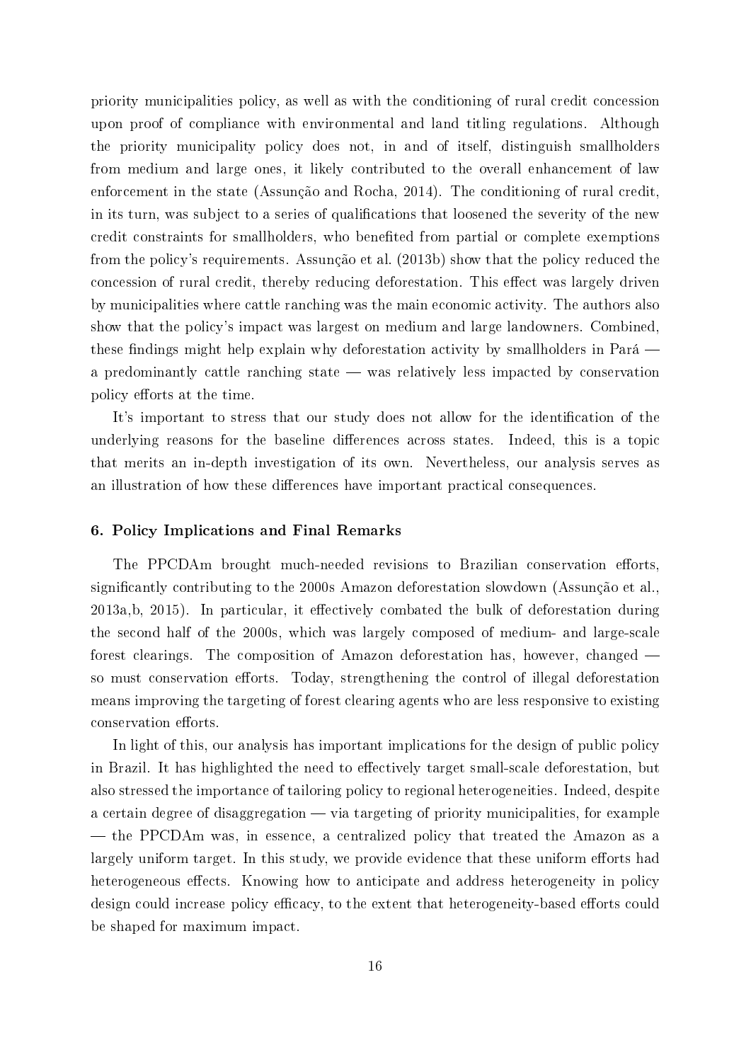priority municipalities policy, as well as with the conditioning of rural credit concession upon proof of compliance with environmental and land titling regulations. Although the priority municipality policy does not, in and of itself, distinguish smallholders from medium and large ones, it likely contributed to the overall enhancement of law enforcement in the state (Assunção and Rocha, 2014). The conditioning of rural credit, in its turn, was subject to a series of qualifications that loosened the severity of the new credit constraints for smallholders, who benefited from partial or complete exemptions from the policy's requirements. Assunção et al. (2013b) show that the policy reduced the concession of rural credit, thereby reducing deforestation. This effect was largely driven by municipalities where cattle ranching was the main economic activity. The authors also show that the policy's impact was largest on medium and large landowners. Combined, these findings might help explain why deforestation activity by smallholders in Pará — a predominantly cattle ranching state — was relatively less impacted by conservation policy efforts at the time.

It's important to stress that our study does not allow for the identification of the underlying reasons for the baseline differences across states. Indeed, this is a topic that merits an in-depth investigation of its own. Nevertheless, our analysis serves as an illustration of how these differences have important practical consequences.

## 6. Policy Implications and Final Remarks

The PPCDAm brought much-needed revisions to Brazilian conservation efforts, significantly contributing to the 2000s Amazon deforestation slowdown (Assunção et al., 2013a,b, 2015). In particular, it effectively combated the bulk of deforestation during the second half of the 2000s, which was largely composed of medium- and large-scale forest clearings. The composition of Amazon deforestation has, however, changed — so must conservation efforts. Today, strengthening the control of illegal deforestation means improving the targeting of forest clearing agents who are less responsive to existing conservation efforts.

In light of this, our analysis has important implications for the design of public policy in Brazil. It has highlighted the need to effectively target small-scale deforestation, but also stressed the importance of tailoring policy to regional heterogeneities. Indeed, despite a certain degree of disaggregation — via targeting of priority municipalities, for example — the PPCDAm was, in essence, a centralized policy that treated the Amazon as a largely uniform target. In this study, we provide evidence that these uniform efforts had heterogeneous effects. Knowing how to anticipate and address heterogeneity in policy design could increase policy efficacy, to the extent that heterogeneity-based efforts could be shaped for maximum impact.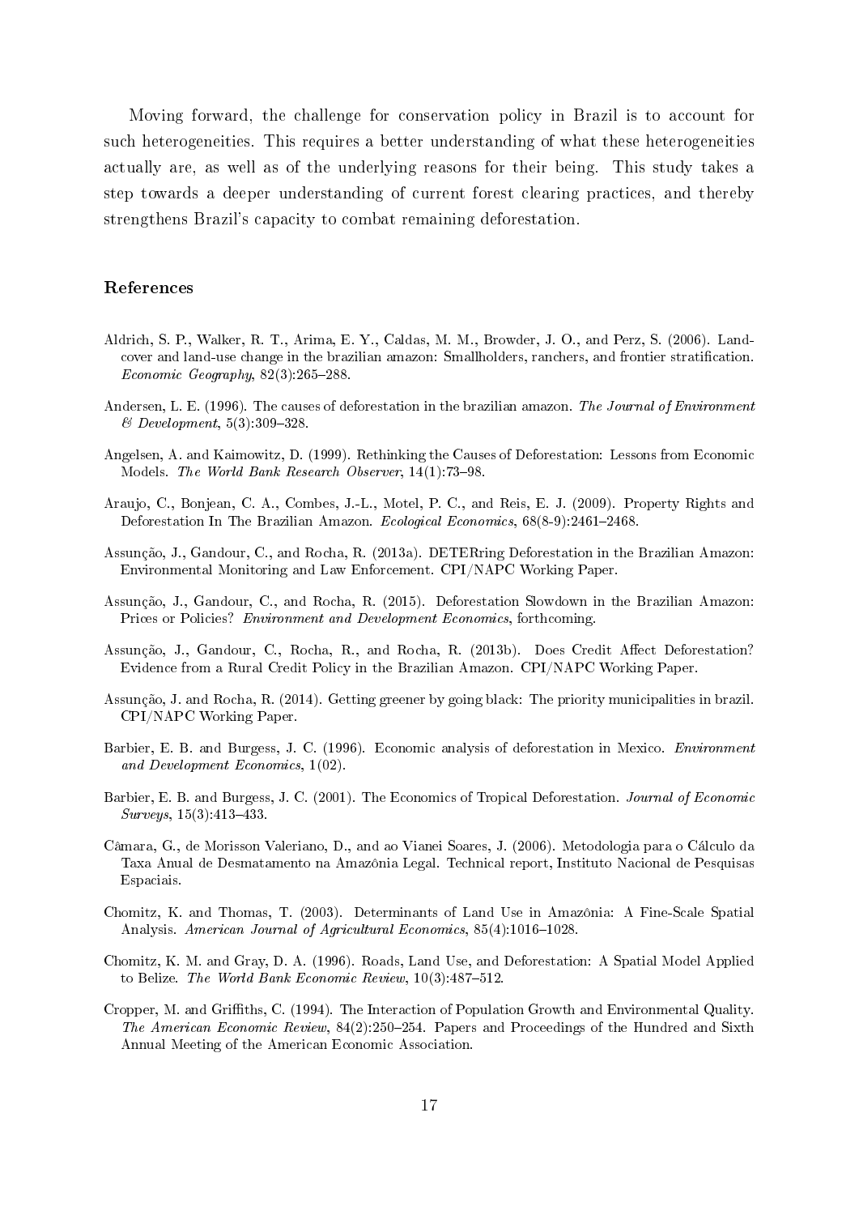Moving forward, the challenge for conservation policy in Brazil is to account for such heterogeneities. This requires a better understanding of what these heterogeneities actually are, as well as of the underlying reasons for their being. This study takes a step towards a deeper understanding of current forest clearing practices, and thereby strengthens Brazil's capacity to combat remaining deforestation.

## References

Aldrich, S. P., Walker, R. T., Arima, E. Y., Caldas, M. M., Browder, J. O., and Perz, S. (2006). Land-cover and land-use change in the brazilian amazon: Smallholders, ranchers, and frontier stratification. *Economic Geography*, 82(3):265–288.

Andersen, L. E. (1996). The causes of deforestation in the brazilian amazon. *The Journal of Environment & Development*, 5(3):309–328.

Angelsen, A. and Kaimowitz, D. (1999). Rethinking the Causes of Deforestation: Lessons from Economic Models. *The World Bank Research Observer*, 14(1):73–98.

Araujo, C., Bonjean, C. A., Combes, J.-L., Motel, P. C., and Reis, E. J. (2009). Property Rights and Deforestation In The Brazilian Amazon. *Ecological Economics*, 68(8-9):2461–2468.

Assunção, J., Gandour, C., and Rocha, R. (2013a). DETERring Deforestation in the Brazilian Amazon: Environmental Monitoring and Law Enforcement. CPI/NAPC Working Paper.

Assunção, J., Gandour, C., and Rocha, R. (2015). Deforestation Slowdown in the Brazilian Amazon: Prices or Policies? *Environment and Development Economics*, forthcoming.

Assunção, J., Gandour, C., Rocha, R., and Rocha, R. (2013b). Does Credit Affect Deforestation? Evidence from a Rural Credit Policy in the Brazilian Amazon. CPI/NAPC Working Paper.

Assunção, J. and Rocha, R. (2014). Getting greener by going black: The priority municipalities in brazil. CPI/NAPC Working Paper.

Barbier, E. B. and Burgess, J. C. (1996). Economic analysis of deforestation in Mexico. *Environment and Development Economics*, 1(02).

Barbier, E. B. and Burgess, J. C. (2001). The Economics of Tropical Deforestation. *Journal of Economic Surveys*, 15(3):413–433.

Câmara, G., de Morisson Valeriano, D., and ao Vianei Soares, J. (2006). Metodologia para o Cálculo da Taxa Anual de Desmatamento na Amazônia Legal. Technical report, Instituto Nacional de Pesquisas Espaciais.

Chomitz, K. and Thomas, T. (2003). Determinants of Land Use in Amazônia: A Fine-Scale Spatial Analysis. *American Journal of Agricultural Economics*, 85(4):1016–1028.

Chomitz, K. M. and Gray, D. A. (1996). Roads, Land Use, and Deforestation: A Spatial Model Applied to Belize. *The World Bank Economic Review*, 10(3):487–512.

Cropper, M. and Griffiths, C. (1994). The Interaction of Population Growth and Environmental Quality. *The American Economic Review*, 84(2):250–254. Papers and Proceedings of the Hundred and Sixth Annual Meeting of the American Economic Association.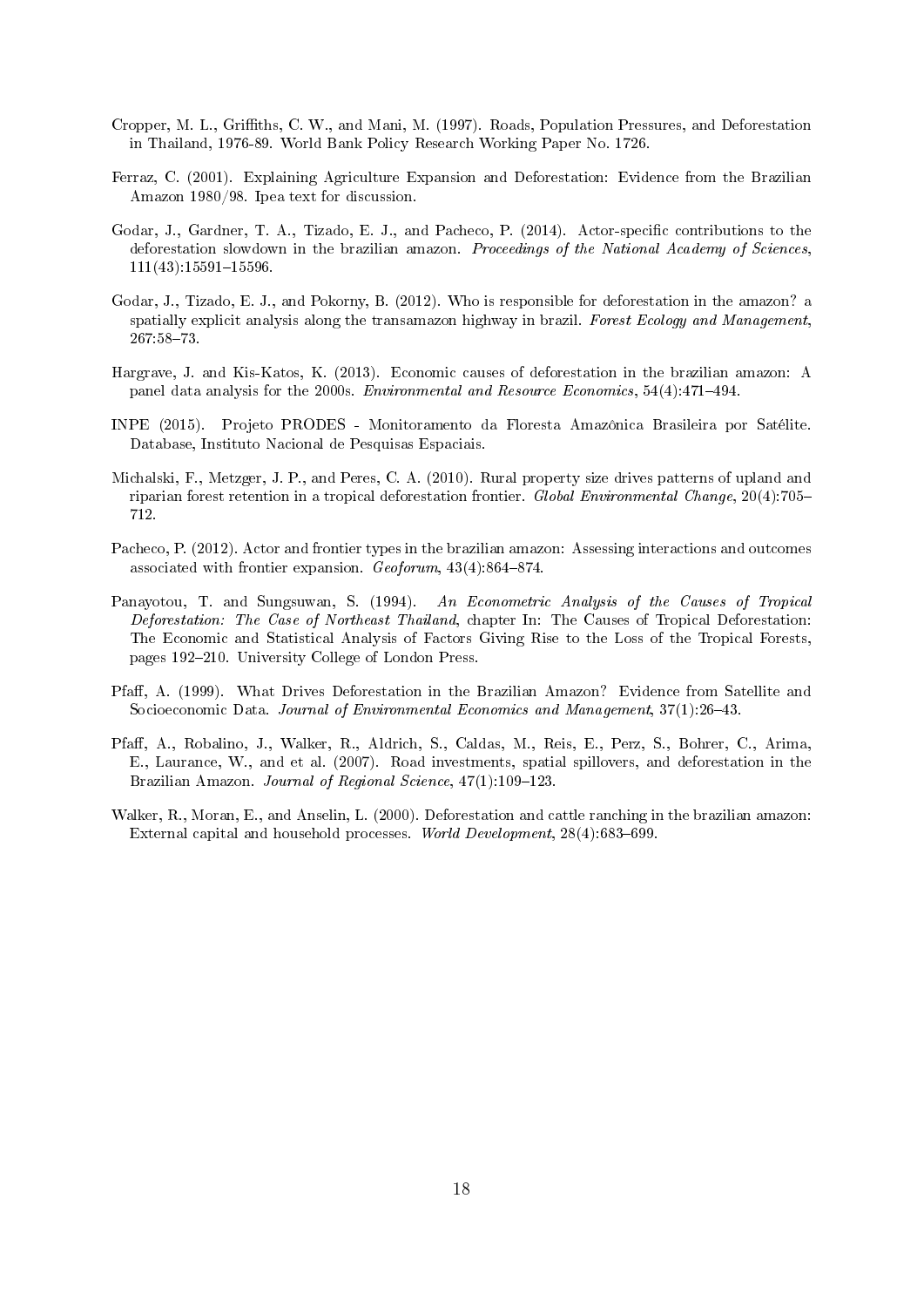Cropper, M. L., Griffiths, C. W., and Mani, M. (1997). Roads, Population Pressures, and Deforestation in Thailand, 1976-89. World Bank Policy Research Working Paper No. 1726.

Ferraz, C. (2001). Explaining Agriculture Expansion and Deforestation: Evidence from the Brazilian Amazon 1980/98. Ipea text for discussion.

Godar, J., Gardner, T. A., Tizado, E. J., and Pacheco, P. (2014). Actor-specific contributions to the deforestation slowdown in the brazilian amazon. *Proceedings of the National Academy of Sciences*, 111(43):15591–15596.

Godar, J., Tizado, E. J., and Pokorny, B. (2012). Who is responsible for deforestation in the amazon? a spatially explicit analysis along the transamazon highway in brazil. *Forest Ecology and Management*, 267:58–73.

Hargrave, J. and Kis-Katos, K. (2013). Economic causes of deforestation in the brazilian amazon: A panel data analysis for the 2000s. *Environmental and Resource Economics*, 54(4):471–494.

INPE (2015). Projeto PRODES - Monitoramento da Floresta Amazônica Brasileira por Satélite. Database, Instituto Nacional de Pesquisas Espaciais.

Michalski, F., Metzger, J. P., and Peres, C. A. (2010). Rural property size drives patterns of upland and riparian forest retention in a tropical deforestation frontier. *Global Environmental Change*, 20(4):705–712.

Pacheco, P. (2012). Actor and frontier types in the brazilian amazon: Assessing interactions and outcomes associated with frontier expansion. *Geoforum*, 43(4):864–874.

Panayotou, T. and Sungsuwan, S. (1994). *An Econometric Analysis of the Causes of Tropical Deforestation: The Case of Northeast Thailand*, chapter In: The Causes of Tropical Deforestation: The Economic and Statistical Analysis of Factors Giving Rise to the Loss of the Tropical Forests, pages 192–210. University College of London Press.

Pfaff, A. (1999). What Drives Deforestation in the Brazilian Amazon? Evidence from Satellite and Socioeconomic Data. *Journal of Environmental Economics and Management*, 37(1):26–43.

Pfaff, A., Robalino, J., Walker, R., Aldrich, S., Caldas, M., Reis, E., Perz, S., Bohrer, C., Arima, E., Laurance, W., and et al. (2007). Road investments, spatial spillovers, and deforestation in the Brazilian Amazon. *Journal of Regional Science*, 47(1):109–123.

Walker, R., Moran, E., and Anselin, L. (2000). Deforestation and cattle ranching in the brazilian amazon: External capital and household processes. *World Development*, 28(4):683–699.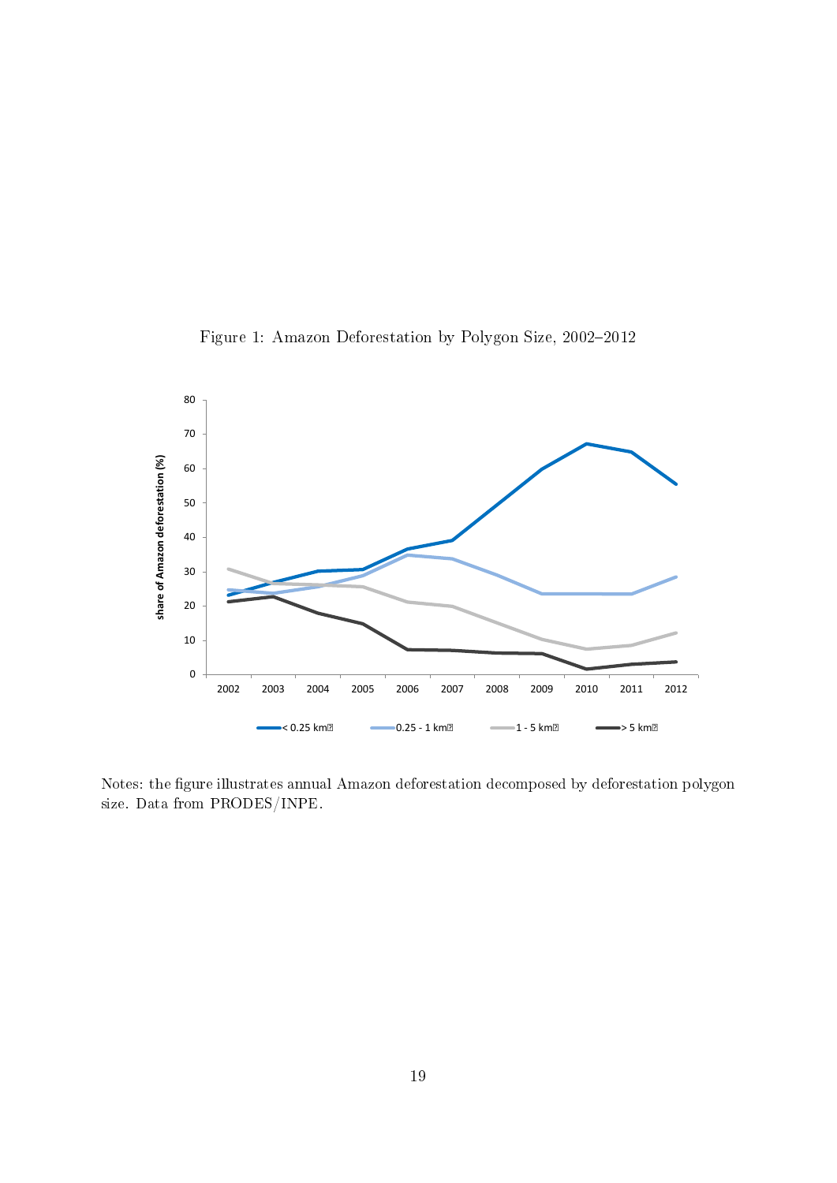Figure 1: Amazon Deforestation by Polygon Size, 2002–2012

Notes: the figure illustrates annual Amazon deforestation decomposed by deforestation polygon size. Data from PRODES/INPE.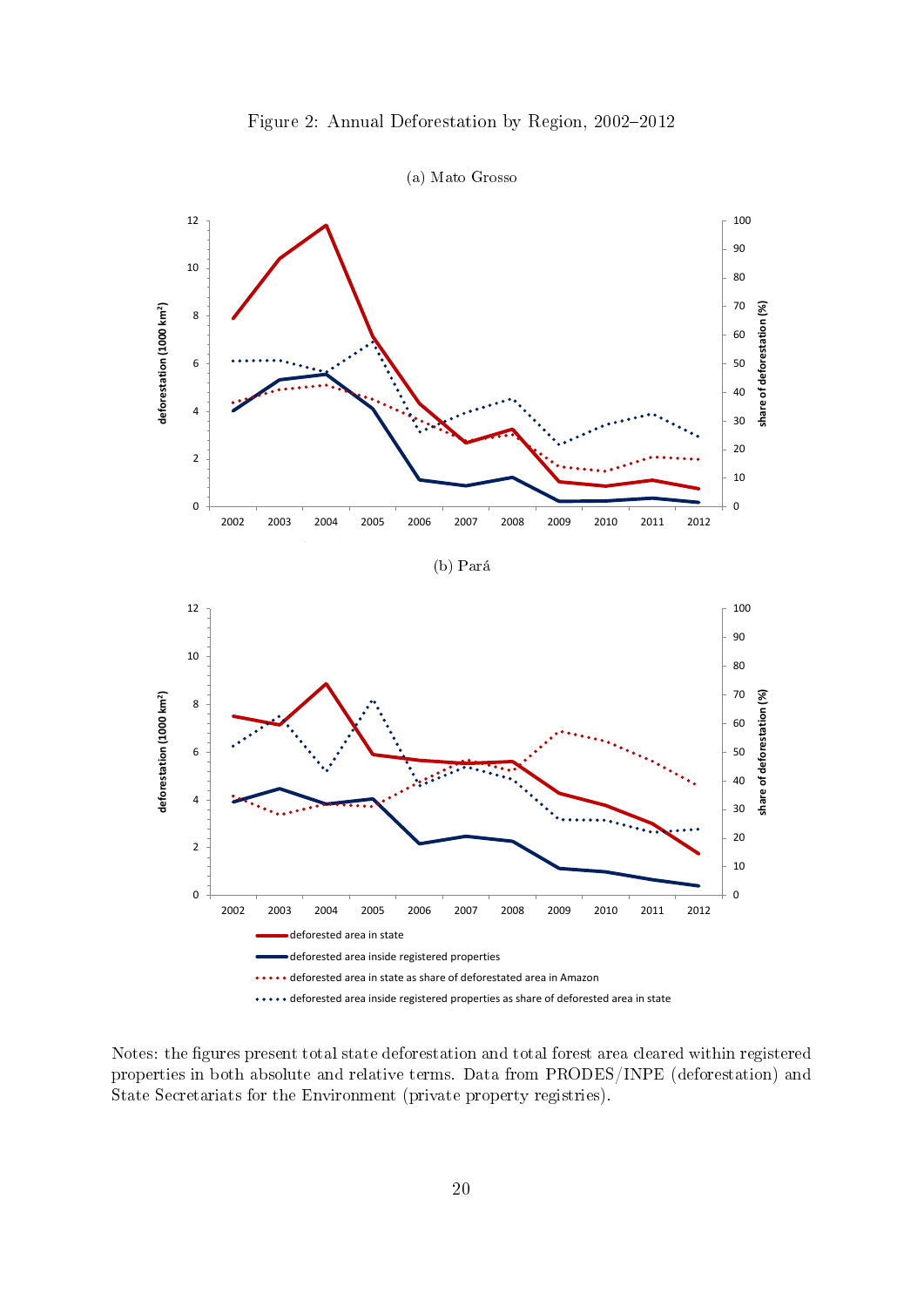Figure 2: Annual Deforestation by Region, 2002–2012

(a) Mato Grosso

(b) Pará

Notes: the figures present total state deforestation and total forest area cleared within registered properties in both absolute and relative terms. Data from PRODES/INPE (deforestation) and State Secretariats for the Environment (private property registries).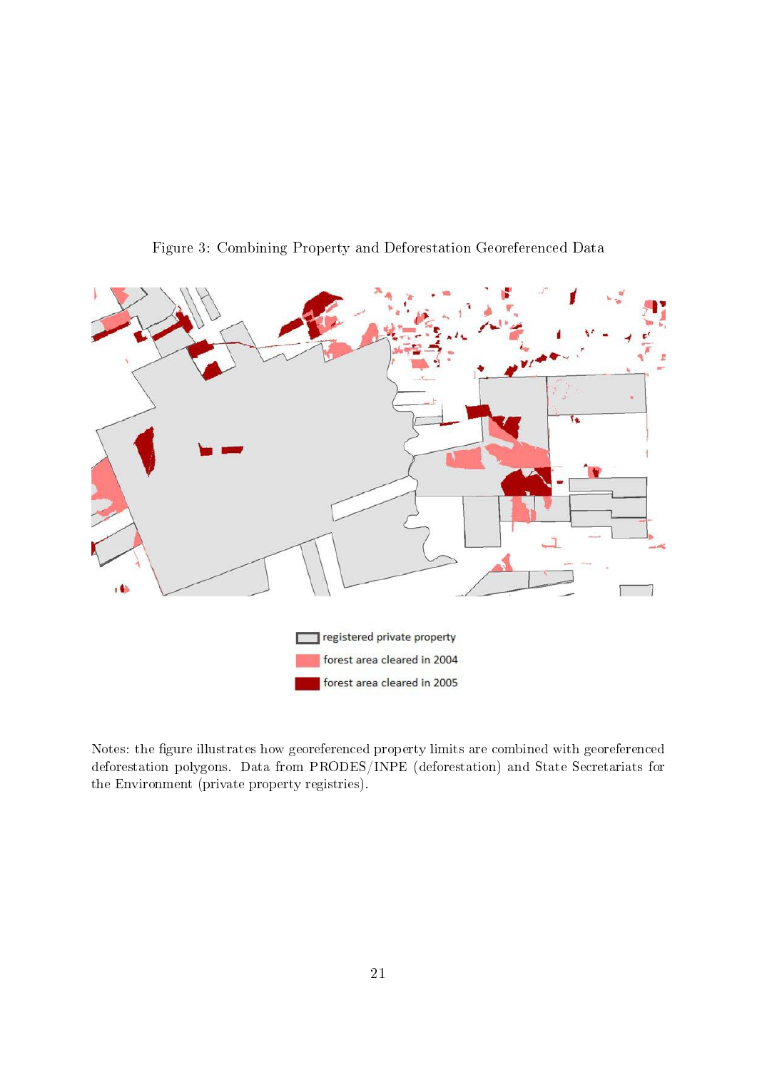Figure 3: Combining Property and Deforestation Georeferenced Data

Notes: the figure illustrates how georeferenced property limits are combined with georeferenced deforestation polygons. Data from PRODES/INPE (deforestation) and State Secretariats for the Environment (private property registries).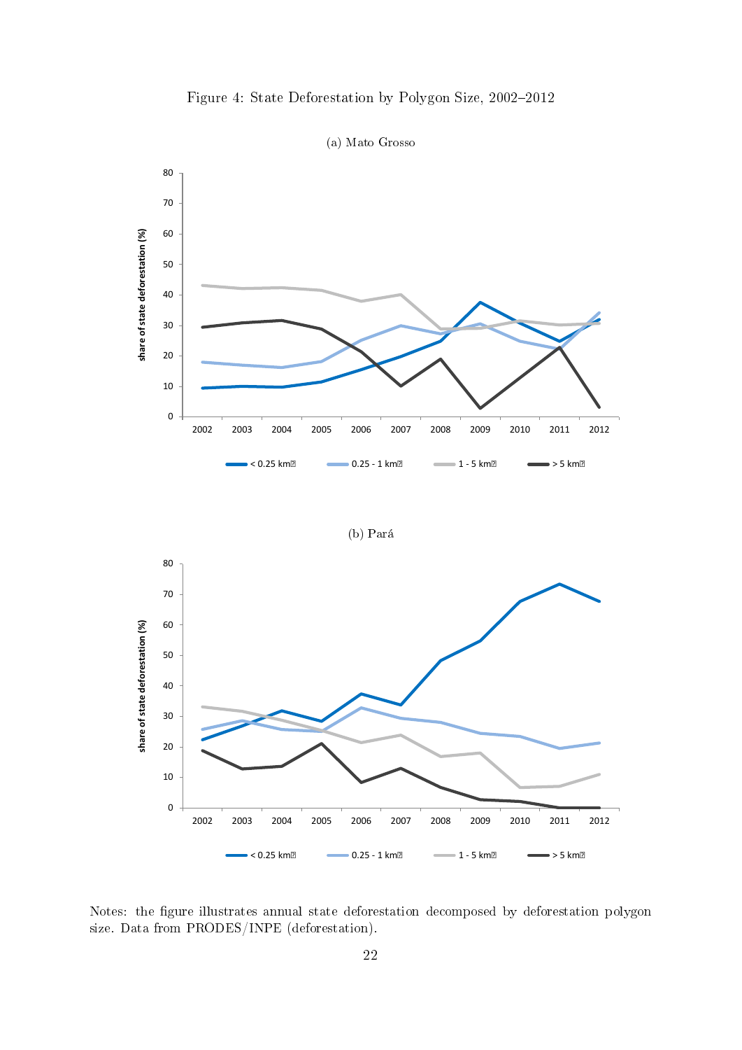Figure 4: State Deforestation by Polygon Size, 2002–2012

(a) Mato Grosso

(b) Pará

Notes: the figure illustrates annual state deforestation decomposed by deforestation polygon size. Data from PRODES/INPE (deforestation).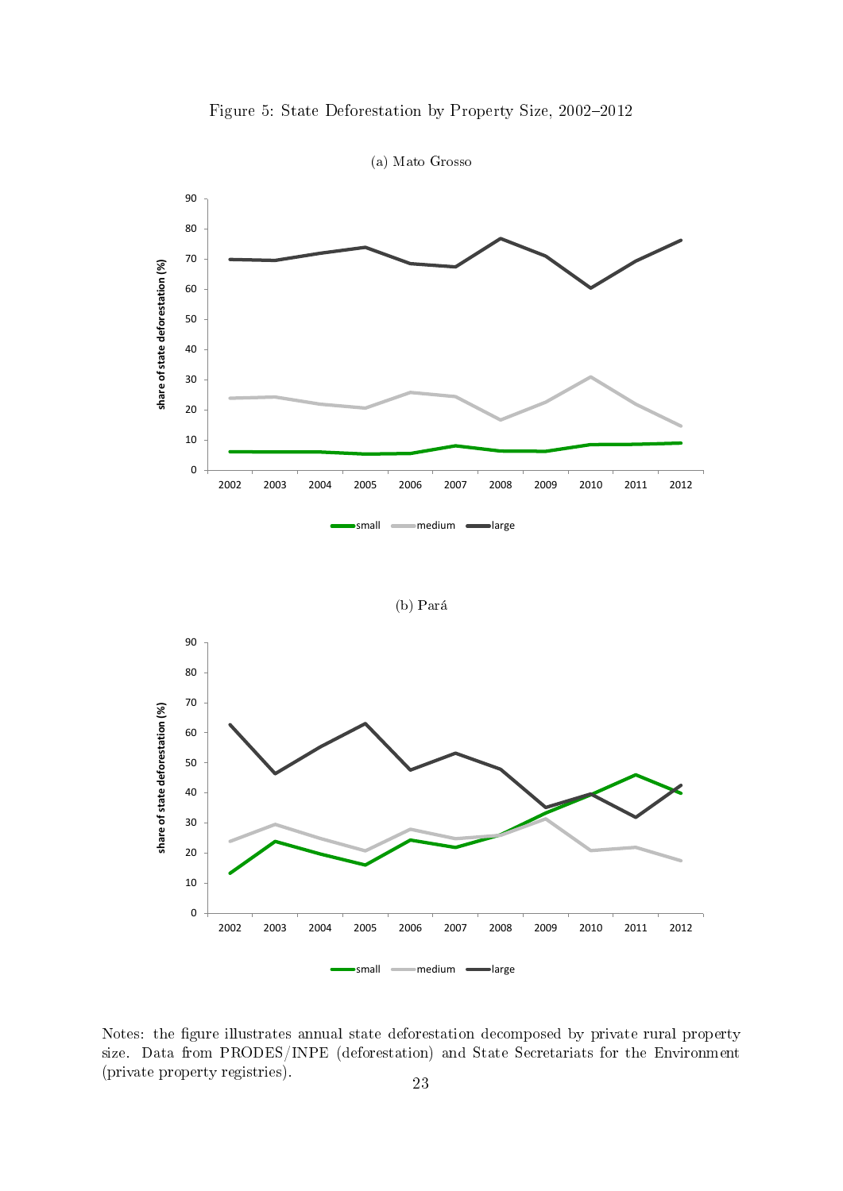Figure 5: State Deforestation by Property Size, 2002–2012

(a) Mato Grosso

(b) Pará

Notes: the figure illustrates annual state deforestation decomposed by private rural property size. Data from PRODES/INPE (deforestation) and State Secretariats for the Environment (private property registries).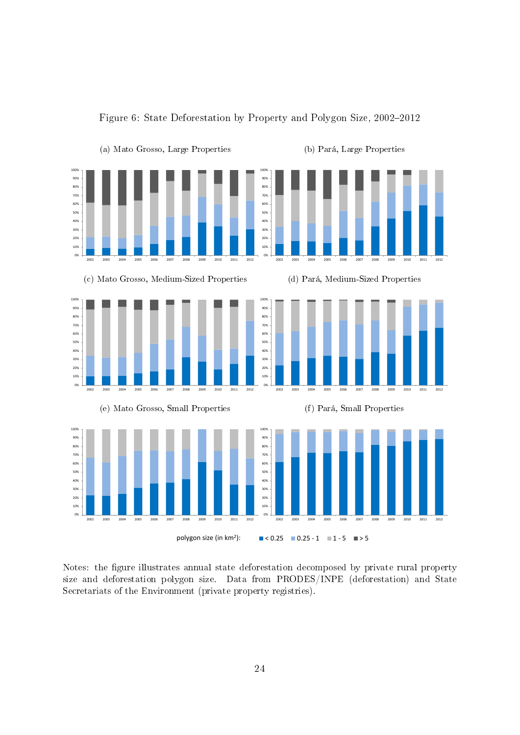Figure 6: State Deforestation by Property and Polygon Size, 2002–2012

(a) Mato Grosso, Large Properties

(b) Pará, Large Properties

(c) Mato Grosso, Medium-Sized Properties

(d) Pará, Medium-Sized Properties

(e) Mato Grosso, Small Properties

(f) Pará, Small Properties

polygon size (in km²): < 0.25, 0.25 - 1, 1 - 5, > 5

Notes: the figure illustrates annual state deforestation decomposed by private rural property size and deforestation polygon size. Data from PRODES/INPE (deforestation) and State Secretariats of the Environment (private property registries).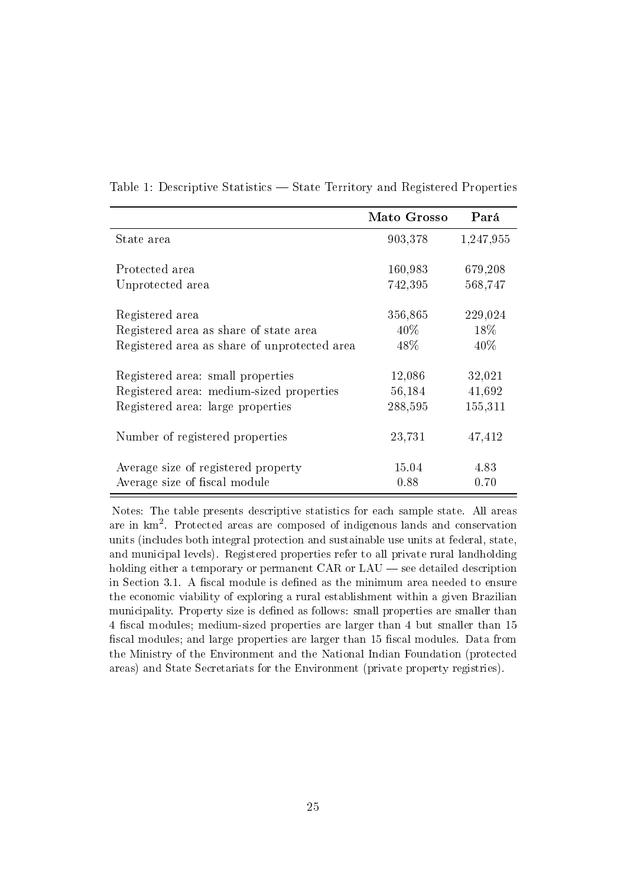Table 1: Descriptive Statistics — State Territory and Registered Properties

| | **Mato Grosso** | **Pará** |
|---|---|---|
| State area | 903,378 | 1,247,955 |
| Protected area | 160,983 | 679,208 |
| Unprotected area | 742,395 | 568,747 |
| Registered area | 356,865 | 229,024 |
| Registered area as share of state area | 40% | 18% |
| Registered area as share of unprotected area | 48% | 40% |
| Registered area: small properties | 12,086 | 32,021 |
| Registered area: medium-sized properties | 56,184 | 41,692 |
| Registered area: large properties | 288,595 | 155,311 |
| Number of registered properties | 23,731 | 47,412 |
| Average size of registered property | 15.04 | 4.83 |
| Average size of fiscal module | 0.88 | 0.70 |

Notes: The table presents descriptive statistics for each sample state. All areas are in km$^2$. Protected areas are composed of indigenous lands and conservation units (includes both integral protection and sustainable use units at federal, state, and municipal levels). Registered properties refer to all private rural landholding holding either a temporary or permanent CAR or LAU — see detailed description in Section 3.1. A fiscal module is defined as the minimum area needed to ensure the economic viability of exploring a rural establishment within a given Brazilian municipality. Property size is defined as follows: small properties are smaller than 4 fiscal modules; medium-sized properties are larger than 4 but smaller than 15 fiscal modules; and large properties are larger than 15 fiscal modules. Data from the Ministry of the Environment and the National Indian Foundation (protected areas) and State Secretariats for the Environment (private property registries).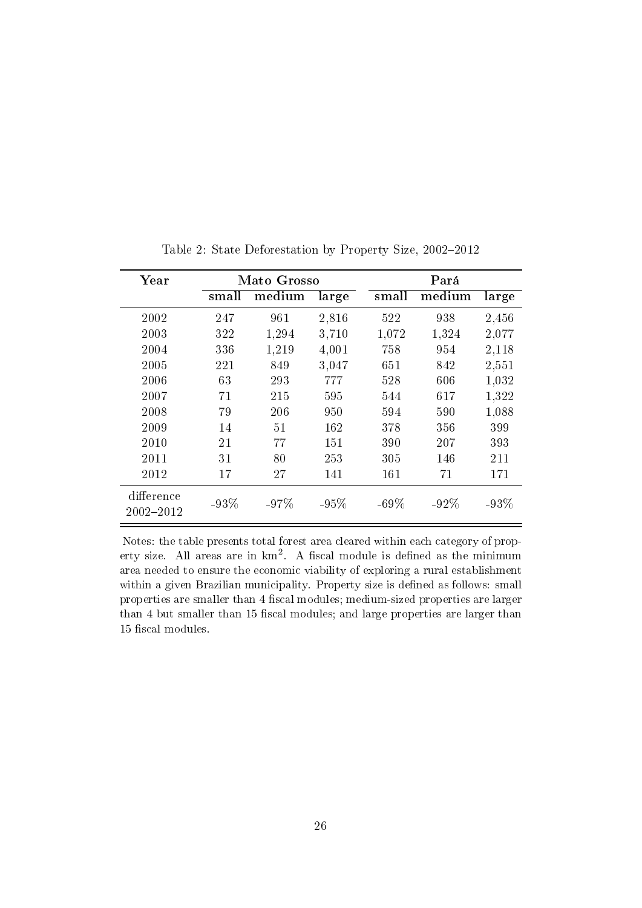Table 2: State Deforestation by Property Size, 2002–2012

| Year | Mato Grosso | | | Pará | | |
|---|---|---|---|---|---|---|
| | small | medium | large | small | medium | large |
| 2002 | 247 | 961 | 2,816 | 522 | 938 | 2,456 |
| 2003 | 322 | 1,294 | 3,710 | 1,072 | 1,324 | 2,077 |
| 2004 | 336 | 1,219 | 4,001 | 758 | 954 | 2,118 |
| 2005 | 221 | 849 | 3,047 | 651 | 842 | 2,551 |
| 2006 | 63 | 293 | 777 | 528 | 606 | 1,032 |
| 2007 | 71 | 215 | 595 | 544 | 617 | 1,322 |
| 2008 | 79 | 206 | 950 | 594 | 590 | 1,088 |
| 2009 | 14 | 51 | 162 | 378 | 356 | 399 |
| 2010 | 21 | 77 | 151 | 390 | 207 | 393 |
| 2011 | 31 | 80 | 253 | 305 | 146 | 211 |
| 2012 | 17 | 27 | 141 | 161 | 71 | 171 |
| difference 2002–2012 | -93% | -97% | -95% | -69% | -92% | -93% |

Notes: the table presents total forest area cleared within each category of property size. All areas are in $km^2$. A fiscal module is defined as the minimum area needed to ensure the economic viability of exploring a rural establishment within a given Brazilian municipality. Property size is defined as follows: small properties are smaller than 4 fiscal modules; medium-sized properties are larger than 4 but smaller than 15 fiscal modules; and large properties are larger than 15 fiscal modules.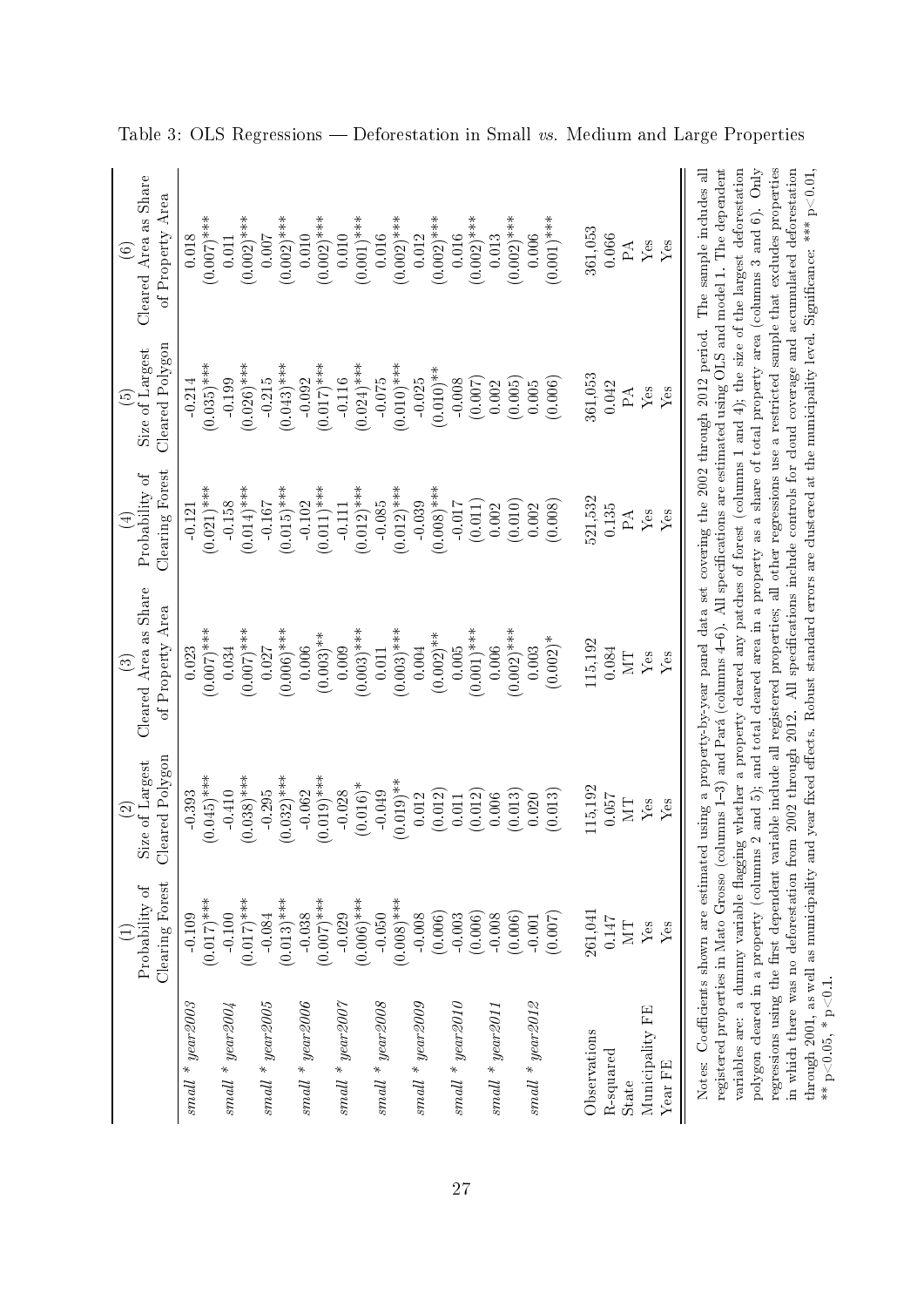Table 3: OLS Regressions — Deforestation in Small *vs.* Medium and Large Properties

| | (1) Probability of Clearing Forest | (2) Size of Largest Cleared Polygon | (3) Cleared Area as Share of Property Area | (4) Probability of Clearing Forest | (5) Size of Largest Cleared Polygon | (6) Cleared Area as Share of Property Area |
|---|---|---|---|---|---|---|
| *small * year2003* | -0.109 | -0.393 | 0.023 | -0.121 | -0.214 | 0.018 |
| | (0.017)*** | (0.045)*** | (0.007)*** | (0.021)*** | (0.035)*** | (0.007)*** |
| *small * year2004* | -0.100 | -0.410 | 0.034 | -0.158 | -0.199 | 0.011 |
| | (0.017)*** | (0.038)*** | (0.007)*** | (0.014)*** | (0.026)*** | (0.002)*** |
| *small * year2005* | -0.084 | -0.295 | 0.027 | -0.167 | -0.215 | 0.007 |
| | (0.013)*** | (0.032)*** | (0.006)*** | (0.015)*** | (0.043)*** | (0.002)*** |
| *small * year2006* | -0.038 | -0.062 | 0.006 | -0.102 | -0.092 | 0.010 |
| | (0.007)*** | (0.019)*** | (0.003)** | (0.011)*** | (0.017)*** | (0.002)*** |
| *small * year2007* | -0.029 | -0.028 | 0.009 | -0.111 | -0.116 | 0.010 |
| | (0.006)*** | (0.016)* | (0.003)*** | (0.012)*** | (0.024)*** | (0.001)*** |
| *small * year2008* | -0.050 | -0.049 | 0.011 | -0.085 | -0.075 | 0.016 |
| | (0.008)*** | (0.019)** | (0.003)*** | (0.012)*** | (0.010)*** | (0.002)*** |
| *small * year2009* | -0.008 | 0.012 | 0.004 | -0.039 | -0.025 | 0.012 |
| | (0.006) | (0.012) | (0.002)** | (0.008)*** | (0.010)** | (0.002)*** |
| *small * year2010* | -0.003 | 0.011 | 0.005 | -0.017 | -0.008 | 0.016 |
| | (0.006) | (0.012) | (0.001)*** | (0.011) | (0.007) | (0.002)*** |
| *small * year2011* | -0.008 | 0.006 | 0.006 | 0.002 | 0.002 | 0.013 |
| | (0.006) | (0.013) | (0.002)*** | (0.010) | (0.005) | (0.002)*** |
| *small * year2012* | -0.001 | 0.020 | 0.003 | 0.002 | 0.005 | 0.006 |
| | (0.007) | (0.013) | (0.002)* | (0.008) | (0.006) | (0.001)*** |
| Observations | 261,041 | 115,192 | 115,192 | 521,532 | 361,053 | 361,053 |
| R-squared | 0.147 | 0.057 | 0.084 | 0.135 | 0.042 | 0.066 |
| State | MT | MT | MT | PA | PA | PA |
| Municipality FE | Yes | Yes | Yes | Yes | Yes | Yes |
| Year FE | Yes | Yes | Yes | Yes | Yes | Yes |

Notes: Coefficients shown are estimated using a property-by-year panel data set covering the 2002 through 2012 period. The sample includes all registered properties in Mato Grosso (columns 1–3) and Pará (columns 4–6). All specifications are estimated using OLS and model 1. The dependent variables are: a dummy variable flagging whether a property cleared any patches of forest (columns 1 and 4); the size of the largest deforestation polygon cleared in a property (columns 2 and 5); and total cleared area in a property as a share of total property area (columns 3 and 6). Only regressions using the first dependent variable include all registered properties; all other regressions use a restricted sample that excludes properties in which there was no deforestation from 2002 through 2012. All specifications include controls for cloud coverage and accumulated deforestation through 2001, as well as municipality and year fixed effects. Robust standard errors are clustered at the municipality level. Significance: *** p<0.01, ** p<0.05, * p<0.1.